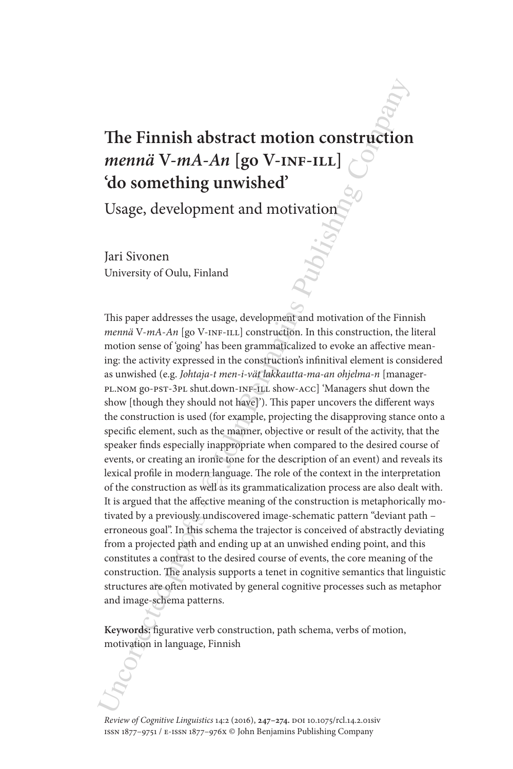# The Finnish abstract motion construction *mennä* V-*mA-An* [go V-INF-ILL] 'do something unwished'

## Usage, development and motivation

Jari Sivonen
University of Oulu, Finland

This paper addresses the usage, development and motivation of the Finnish *mennä* V-*mA-An* [go V-INF-ILL] construction. In this construction, the literal motion sense of 'going' has been grammaticalized to evoke an affective meaning: the activity expressed in the construction's infinitival element is considered as unwished (e.g. *Johtaja-t men-i-vät lakkautta-ma-an ohjelma-n* [manager-PL.NOM go-PST-3PL shut.down-INF-ILL show-ACC] 'Managers shut down the show [though they should not have]'). This paper uncovers the different ways the construction is used (for example, projecting the disapproving stance onto a specific element, such as the manner, objective or result of the activity, that the speaker finds especially inappropriate when compared to the desired course of events, or creating an ironic tone for the description of an event) and reveals its lexical profile in modern language. The role of the context in the interpretation of the construction as well as its grammaticalization process are also dealt with. It is argued that the affective meaning of the construction is metaphorically motivated by a previously undiscovered image-schematic pattern "deviant path – erroneous goal". In this schema the trajector is conceived of abstractly deviating from a projected path and ending up at an unwished ending point, and this constitutes a contrast to the desired course of events, the core meaning of the construction. The analysis supports a tenet in cognitive semantics that linguistic structures are often motivated by general cognitive processes such as metaphor and image-schema patterns.

**Keywords:** figurative verb construction, path schema, verbs of motion, motivation in language, Finnish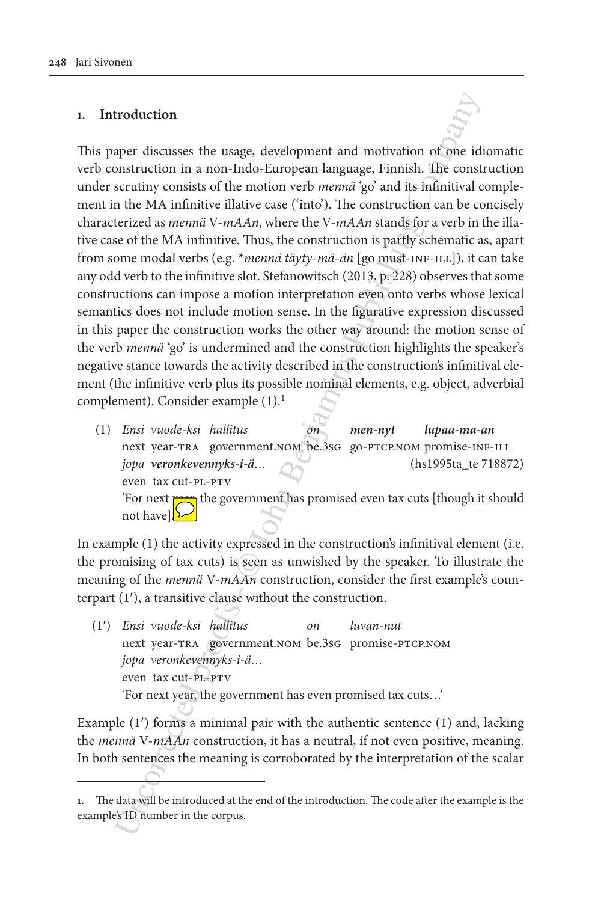## 1. Introduction

This paper discusses the usage, development and motivation of one idiomatic verb construction in a non-Indo-European language, Finnish. The construction under scrutiny consists of the motion verb *mennä* 'go' and its infinitival complement in the MA infinitive illative case ('into'). The construction can be concisely characterized as *mennä* V-*mAAn*, where the V-*mAAn* stands for a verb in the illative case of the MA infinitive. Thus, the construction is partly schematic as, apart from some modal verbs (e.g. \**mennä täyty-mä-än* [go must-INF-ILL]), it can take any odd verb to the infinitive slot. Stefanowitsch (2013, p. 228) observes that some constructions can impose a motion interpretation even onto verbs whose lexical semantics does not include motion sense. In the figurative expression discussed in this paper the construction works the other way around: the motion sense of the verb *mennä* 'go' is undermined and the construction highlights the speaker's negative stance towards the activity described in the construction's infinitival element (the infinitive verb plus its possible nominal elements, e.g. object, adverbial complement). Consider example (1).[1]

(1) *Ensi vuode-ksi hallitus on* ***men-nyt lupaa-ma-an***
next year-TRA government.NOM be.3SG go-PTCP.NOM promise-INF-ILL
*jopa* ***veronkevennyks-i-ä***… (hs1995ta_te 718872)
even tax cut-PL-PTV
'For next year the government has promised even tax cuts [though it should not have].'

In example (1) the activity expressed in the construction's infinitival element (i.e. the promising of tax cuts) is seen as unwished by the speaker. To illustrate the meaning of the *mennä* V-*mAAn* construction, consider the first example's counterpart (1′), a transitive clause without the construction.

(1′) *Ensi vuode-ksi hallitus on luvan-nut*
next year-TRA government.NOM be.3SG promise-PTCP.NOM
*jopa veronkevennyks-i-ä*…
even tax cut-PL-PTV
'For next year, the government has even promised tax cuts…'

Example (1′) forms a minimal pair with the authentic sentence (1) and, lacking the *mennä* V-*mAAn* construction, it has a neutral, if not even positive, meaning. In both sentences the meaning is corroborated by the interpretation of the scalar

1. The data will be introduced at the end of the introduction. The code after the example is the example's ID number in the corpus.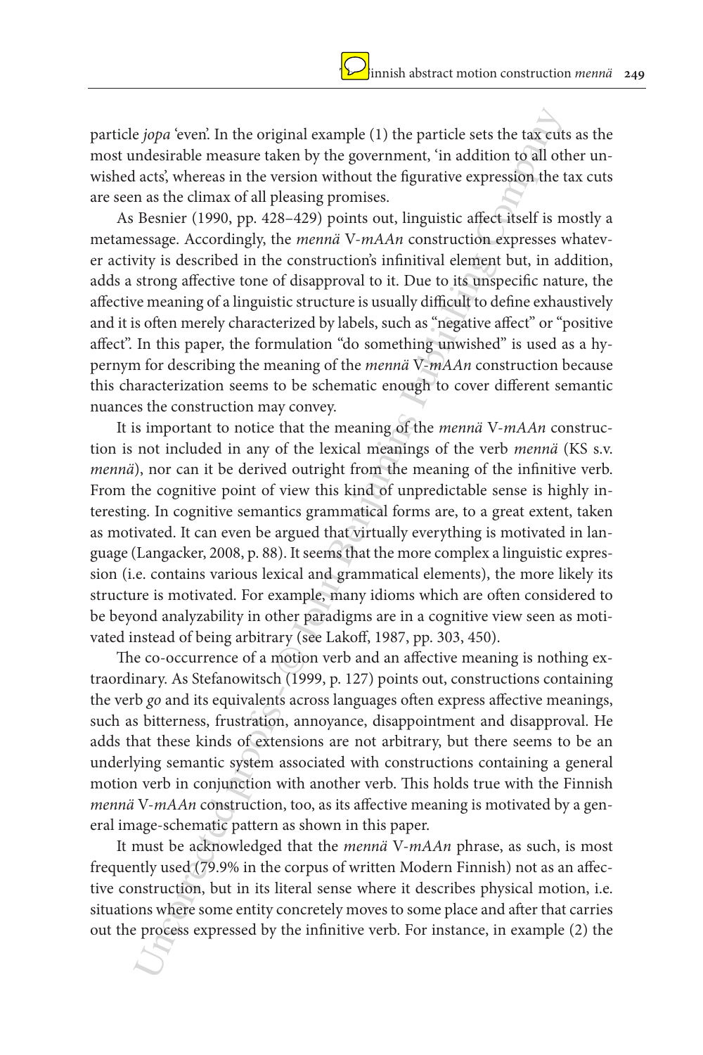particle *jopa* 'even'. In the original example (1) the particle sets the tax cuts as the most undesirable measure taken by the government, 'in addition to all other unwished acts', whereas in the version without the figurative expression the tax cuts are seen as the climax of all pleasing promises.

As Besnier (1990, pp. 428–429) points out, linguistic affect itself is mostly a metamessage. Accordingly, the *mennä* V-*mAAn* construction expresses whatever activity is described in the construction's infinitival element but, in addition, adds a strong affective tone of disapproval to it. Due to its unspecific nature, the affective meaning of a linguistic structure is usually difficult to define exhaustively and it is often merely characterized by labels, such as "negative affect" or "positive affect". In this paper, the formulation "do something unwished" is used as a hypernym for describing the meaning of the *mennä* V-*mAAn* construction because this characterization seems to be schematic enough to cover different semantic nuances the construction may convey.

It is important to notice that the meaning of the *mennä* V-*mAAn* construction is not included in any of the lexical meanings of the verb *mennä* (KS s.v. *mennä*), nor can it be derived outright from the meaning of the infinitive verb. From the cognitive point of view this kind of unpredictable sense is highly interesting. In cognitive semantics grammatical forms are, to a great extent, taken as motivated. It can even be argued that virtually everything is motivated in language (Langacker, 2008, p. 88). It seems that the more complex a linguistic expression (i.e. contains various lexical and grammatical elements), the more likely its structure is motivated. For example, many idioms which are often considered to be beyond analyzability in other paradigms are in a cognitive view seen as motivated instead of being arbitrary (see Lakoff, 1987, pp. 303, 450).

The co-occurrence of a motion verb and an affective meaning is nothing extraordinary. As Stefanowitsch (1999, p. 127) points out, constructions containing the verb *go* and its equivalents across languages often express affective meanings, such as bitterness, frustration, annoyance, disappointment and disapproval. He adds that these kinds of extensions are not arbitrary, but there seems to be an underlying semantic system associated with constructions containing a general motion verb in conjunction with another verb. This holds true with the Finnish *mennä* V-*mAAn* construction, too, as its affective meaning is motivated by a general image-schematic pattern as shown in this paper.

It must be acknowledged that the *mennä* V-*mAAn* phrase, as such, is most frequently used (79.9% in the corpus of written Modern Finnish) not as an affective construction, but in its literal sense where it describes physical motion, i.e. situations where some entity concretely moves to some place and after that carries out the process expressed by the infinitive verb. For instance, in example (2) the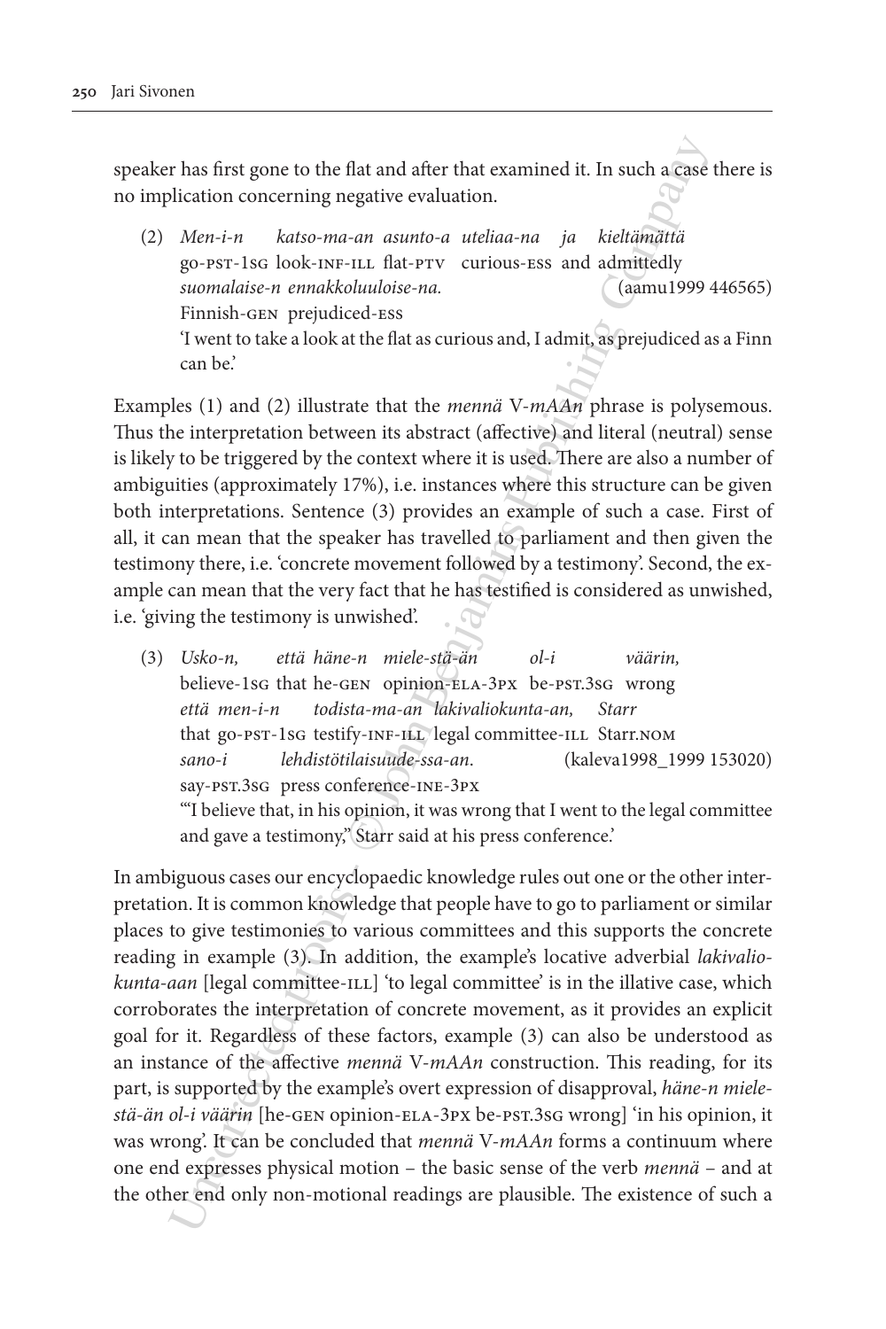speaker has first gone to the flat and after that examined it. In such a case there is no implication concerning negative evaluation.

(2) *Men-i-n katso-ma-an asunto-a uteliaa-na ja kieltämättä*
go-PST-1SG look-INF-ILL flat-PTV curious-ESS and admittedly
*suomalaise-n ennakkoluuloise-na.* (aamu1999 446565)
Finnish-GEN prejudiced-ESS
'I went to take a look at the flat as curious and, I admit, as prejudiced as a Finn can be.'

Examples (1) and (2) illustrate that the *mennä* V-*mAAn* phrase is polysemous. Thus the interpretation between its abstract (affective) and literal (neutral) sense is likely to be triggered by the context where it is used. There are also a number of ambiguities (approximately 17%), i.e. instances where this structure can be given both interpretations. Sentence (3) provides an example of such a case. First of all, it can mean that the speaker has travelled to parliament and then given the testimony there, i.e. 'concrete movement followed by a testimony'. Second, the example can mean that the very fact that he has testified is considered as unwished, i.e. 'giving the testimony is unwished'.

(3) *Usko-n, että häne-n miele-stä-än ol-i väärin,*
believe-1SG that he-GEN opinion-ELA-3PX be-PST.3SG wrong
*että men-i-n todista-ma-an lakivaliokunta-an, Starr*
that go-PST-1SG testify-INF-ILL legal committee-ILL Starr.NOM
*sano-i lehdistötilaisuude-ssa-an.* (kaleva1998_1999 153020)
say-PST.3SG press conference-INE-3PX
'"I believe that, in his opinion, it was wrong that I went to the legal committee and gave a testimony," Starr said at his press conference.'

In ambiguous cases our encyclopaedic knowledge rules out one or the other interpretation. It is common knowledge that people have to go to parliament or similar places to give testimonies to various committees and this supports the concrete reading in example (3). In addition, the example's locative adverbial *lakivaliokunta-aan* [legal committee-ILL] 'to legal committee' is in the illative case, which corroborates the interpretation of concrete movement, as it provides an explicit goal for it. Regardless of these factors, example (3) can also be understood as an instance of the affective *mennä* V-*mAAn* construction. This reading, for its part, is supported by the example's overt expression of disapproval, *häne-n miele-stä-än ol-i väärin* [he-GEN opinion-ELA-3PX be-PST.3SG wrong] 'in his opinion, it was wrong'. It can be concluded that *mennä* V-*mAAn* forms a continuum where one end expresses physical motion – the basic sense of the verb *mennä* – and at the other end only non-motional readings are plausible. The existence of such a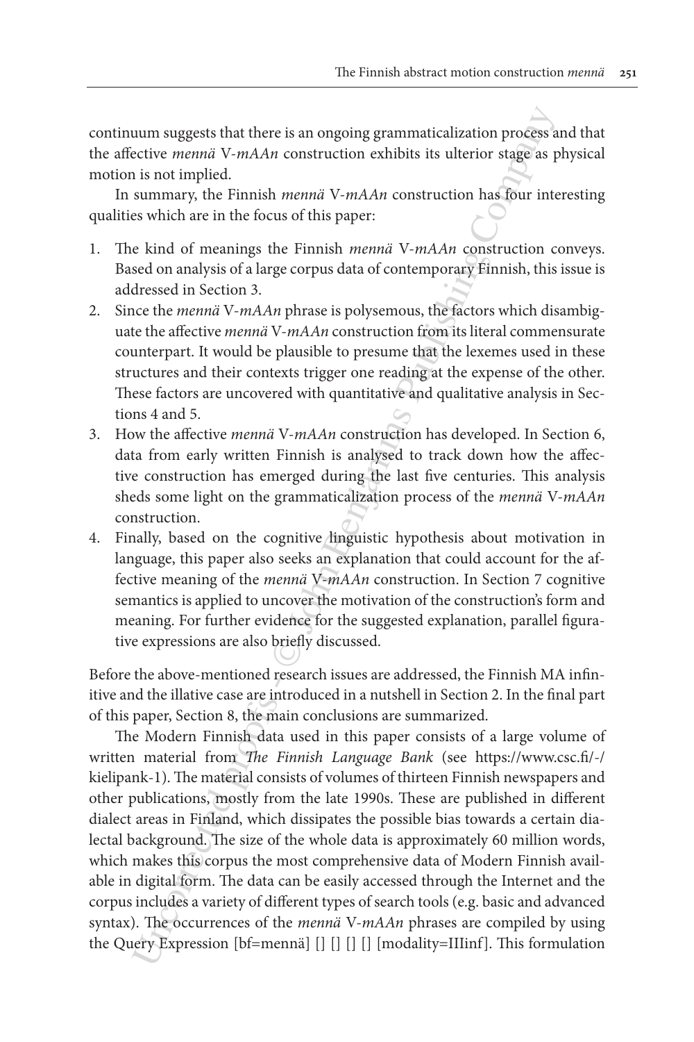continuum suggests that there is an ongoing grammaticalization process and that the affective *mennä* V-*mAAn* construction exhibits its ulterior stage as physical motion is not implied.

In summary, the Finnish *mennä* V-*mAAn* construction has four interesting qualities which are in the focus of this paper:

1. The kind of meanings the Finnish *mennä* V-*mAAn* construction conveys. Based on analysis of a large corpus data of contemporary Finnish, this issue is addressed in Section 3.
2. Since the *mennä* V-*mAAn* phrase is polysemous, the factors which disambiguate the affective *mennä* V-*mAAn* construction from its literal commensurate counterpart. It would be plausible to presume that the lexemes used in these structures and their contexts trigger one reading at the expense of the other. These factors are uncovered with quantitative and qualitative analysis in Sections 4 and 5.
3. How the affective *mennä* V-*mAAn* construction has developed. In Section 6, data from early written Finnish is analysed to track down how the affective construction has emerged during the last five centuries. This analysis sheds some light on the grammaticalization process of the *mennä* V-*mAAn* construction.
4. Finally, based on the cognitive linguistic hypothesis about motivation in language, this paper also seeks an explanation that could account for the affective meaning of the *mennä* V-*mAAn* construction. In Section 7 cognitive semantics is applied to uncover the motivation of the construction's form and meaning. For further evidence for the suggested explanation, parallel figurative expressions are also briefly discussed.

Before the above-mentioned research issues are addressed, the Finnish MA infinitive and the illative case are introduced in a nutshell in Section 2. In the final part of this paper, Section 8, the main conclusions are summarized.

The Modern Finnish data used in this paper consists of a large volume of written material from *The Finnish Language Bank* (see https://www.csc.fi/-/kielipank-1). The material consists of volumes of thirteen Finnish newspapers and other publications, mostly from the late 1990s. These are published in different dialect areas in Finland, which dissipates the possible bias towards a certain dialectal background. The size of the whole data is approximately 60 million words, which makes this corpus the most comprehensive data of Modern Finnish available in digital form. The data can be easily accessed through the Internet and the corpus includes a variety of different types of search tools (e.g. basic and advanced syntax). The occurrences of the *mennä* V-*mAAn* phrases are compiled by using the Query Expression [bf=mennä] [] [] [] [] [modality=IIIinf]. This formulation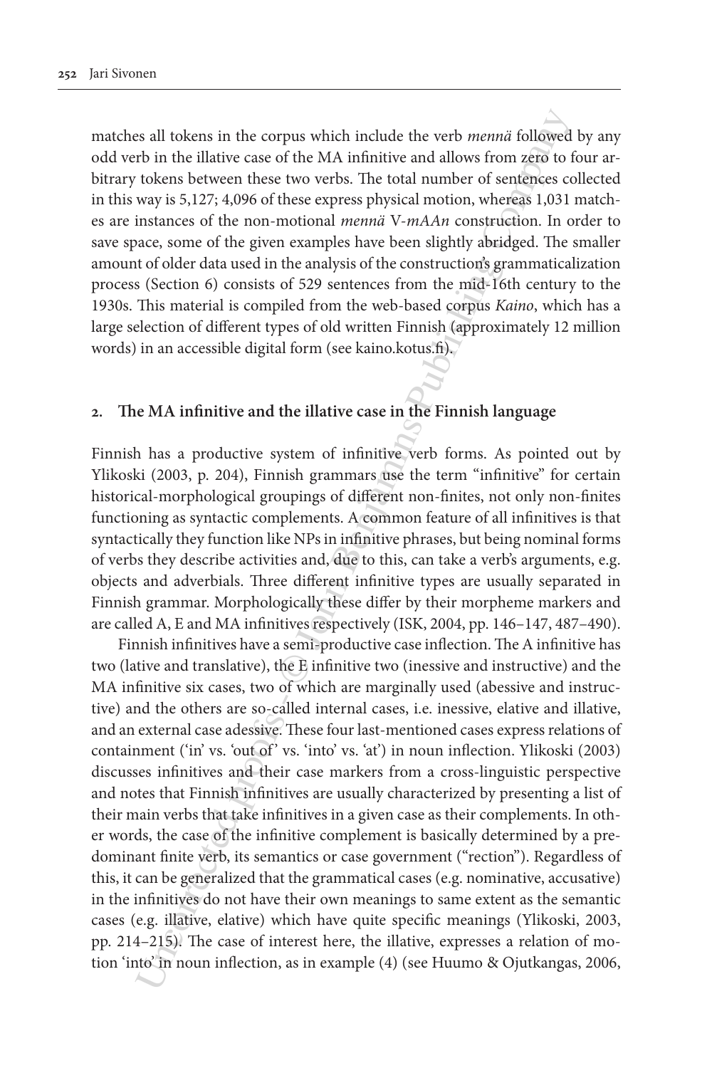matches all tokens in the corpus which include the verb *mennä* followed by any odd verb in the illative case of the MA infinitive and allows from zero to four arbitrary tokens between these two verbs. The total number of sentences collected in this way is 5,127; 4,096 of these express physical motion, whereas 1,031 matches are instances of the non-motional *mennä* V-*mAAn* construction. In order to save space, some of the given examples have been slightly abridged. The smaller amount of older data used in the analysis of the construction's grammaticalization process (Section 6) consists of 529 sentences from the mid-16th century to the 1930s. This material is compiled from the web-based corpus *Kaino*, which has a large selection of different types of old written Finnish (approximately 12 million words) in an accessible digital form (see kaino.kotus.fi).

## 2. The MA infinitive and the illative case in the Finnish language

Finnish has a productive system of infinitive verb forms. As pointed out by Ylikoski (2003, p. 204), Finnish grammars use the term "infinitive" for certain historical-morphological groupings of different non-finites, not only non-finites functioning as syntactic complements. A common feature of all infinitives is that syntactically they function like NPs in infinitive phrases, but being nominal forms of verbs they describe activities and, due to this, can take a verb's arguments, e.g. objects and adverbials. Three different infinitive types are usually separated in Finnish grammar. Morphologically these differ by their morpheme markers and are called A, E and MA infinitives respectively (ISK, 2004, pp. 146–147, 487–490).

Finnish infinitives have a semi-productive case inflection. The A infinitive has two (lative and translative), the E infinitive two (inessive and instructive) and the MA infinitive six cases, two of which are marginally used (abessive and instructive) and the others are so-called internal cases, i.e. inessive, elative and illative, and an external case adessive. These four last-mentioned cases express relations of containment ('in' vs. 'out of' vs. 'into' vs. 'at') in noun inflection. Ylikoski (2003) discusses infinitives and their case markers from a cross-linguistic perspective and notes that Finnish infinitives are usually characterized by presenting a list of their main verbs that take infinitives in a given case as their complements. In other words, the case of the infinitive complement is basically determined by a predominant finite verb, its semantics or case government ("rection"). Regardless of this, it can be generalized that the grammatical cases (e.g. nominative, accusative) in the infinitives do not have their own meanings to same extent as the semantic cases (e.g. illative, elative) which have quite specific meanings (Ylikoski, 2003, pp. 214–215). The case of interest here, the illative, expresses a relation of motion 'into' in noun inflection, as in example (4) (see Huumo & Ojutkangas, 2006,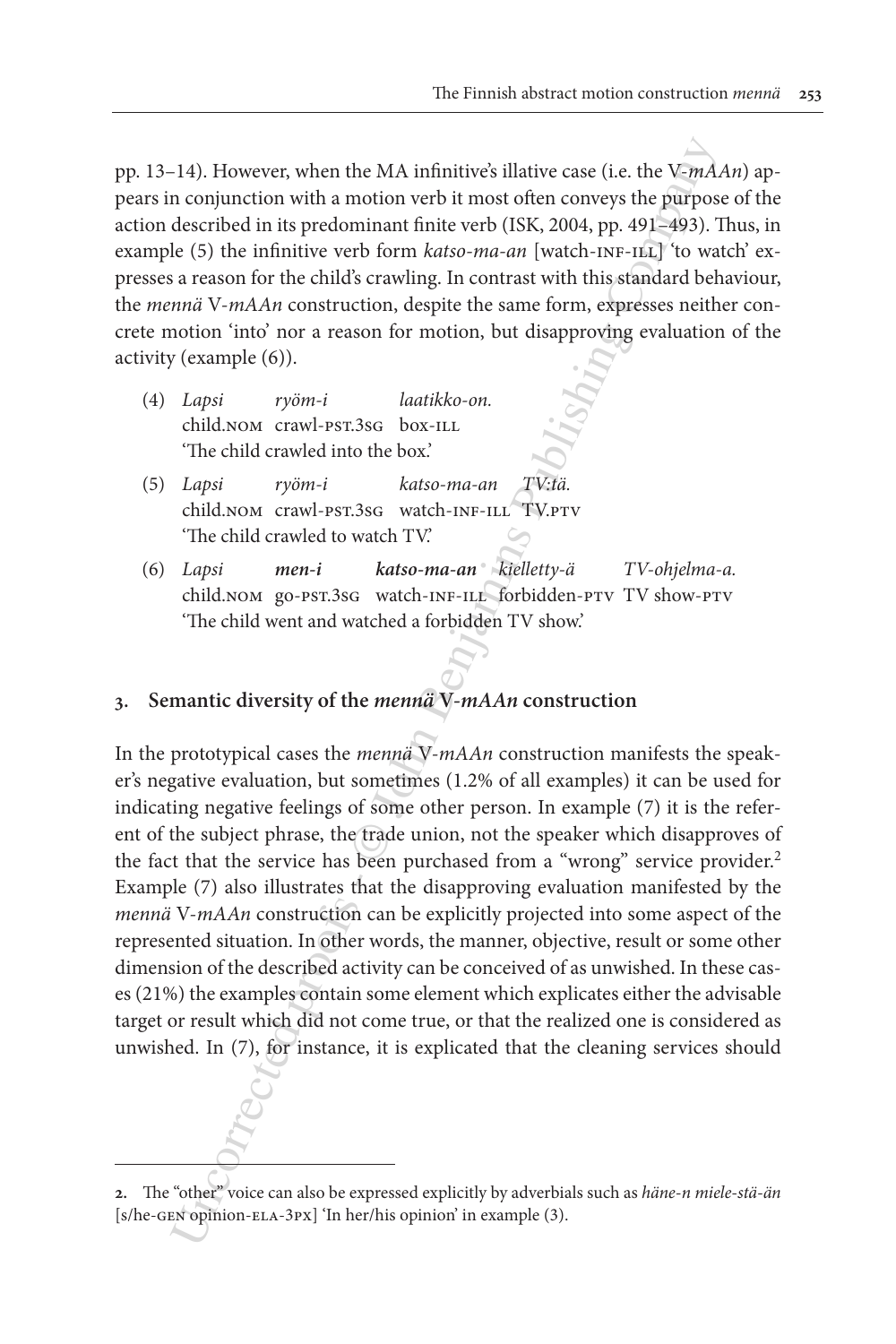pp. 13–14). However, when the MA infinitive's illative case (i.e. the V-*mAAn*) appears in conjunction with a motion verb it most often conveys the purpose of the action described in its predominant finite verb (ISK, 2004, pp. 491–493). Thus, in example (5) the infinitive verb form *katso-ma-an* [watch-INF-ILL] 'to watch' expresses a reason for the child's crawling. In contrast with this standard behaviour, the *mennä* V-*mAAn* construction, despite the same form, expresses neither concrete motion 'into' nor a reason for motion, but disapproving evaluation of the activity (example (6)).

(4) *Lapsi ryöm-i laatikko-on.*
child.NOM crawl-PST.3SG box-ILL
'The child crawled into the box.'

(5) *Lapsi ryöm-i katso-ma-an TV:tä.*
child.NOM crawl-PST.3SG watch-INF-ILL TV.PTV
'The child crawled to watch TV.'

(6) *Lapsi* ***men-i*** ***katso-ma-an*** *kielletty-ä TV-ohjelma-a.*
child.NOM go-PST.3SG watch-INF-ILL forbidden-PTV TV show-PTV
'The child went and watched a forbidden TV show.'

## 3. Semantic diversity of the *mennä* V-*mAAn* construction

In the prototypical cases the *mennä* V-*mAAn* construction manifests the speaker's negative evaluation, but sometimes (1.2% of all examples) it can be used for indicating negative feelings of some other person. In example (7) it is the referent of the subject phrase, the trade union, not the speaker which disapproves of the fact that the service has been purchased from a "wrong" service provider.[2] Example (7) also illustrates that the disapproving evaluation manifested by the *mennä* V-*mAAn* construction can be explicitly projected into some aspect of the represented situation. In other words, the manner, objective, result or some other dimension of the described activity can be conceived of as unwished. In these cases (21%) the examples contain some element which explicates either the advisable target or result which did not come true, or that the realized one is considered as unwished. In (7), for instance, it is explicated that the cleaning services should

2. The "other" voice can also be expressed explicitly by adverbials such as *häne-n miele-stä-än* [s/he-GEN opinion-ELA-3PX] 'In her/his opinion' in example (3).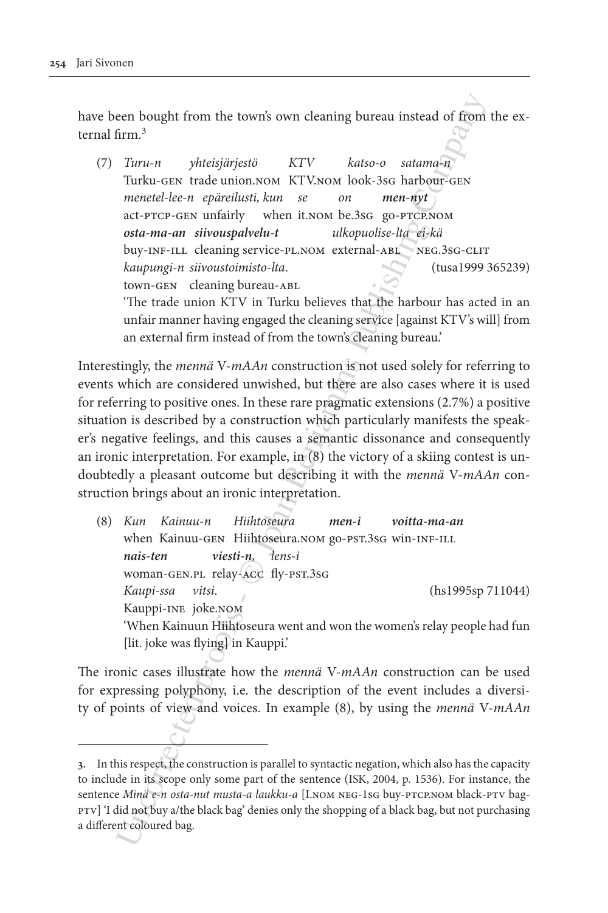have been bought from the town's own cleaning bureau instead of from the external firm.[3]

(7) *Turu-n yhteisjärjestö KTV katso-o satama-n*
Turku-GEN trade union.NOM KTV.NOM look-3SG harbour-GEN
*menetel-lee-n epäreilusti, kun se on* ***men-nyt***
act-PTCP-GEN unfairly when it.NOM be.3SG go-PTCP.NOM
***osta-ma-an siivouspalvelu-t*** *ulkopuolise-lta ei-kä*
buy-INF-ILL cleaning service-PL.NOM external-ABL NEG.3SG-CLIT
*kaupungi-n siivoustoimisto-lta.* (tusa1999 365239)
town-GEN cleaning bureau-ABL
'The trade union KTV in Turku believes that the harbour has acted in an unfair manner having engaged the cleaning service [against KTV's will] from an external firm instead of from the town's cleaning bureau.'

Interestingly, the *mennä* V-*mAAn* construction is not used solely for referring to events which are considered unwished, but there are also cases where it is used for referring to positive ones. In these rare pragmatic extensions (2.7%) a positive situation is described by a construction which particularly manifests the speaker's negative feelings, and this causes a semantic dissonance and consequently an ironic interpretation. For example, in (8) the victory of a skiing contest is undoubtedly a pleasant outcome but describing it with the *mennä* V-*mAAn* construction brings about an ironic interpretation.

(8) *Kun Kainuu-n Hiihtoseura* ***men-i voitta-ma-an***
when Kainuu-GEN Hiihtoseura.NOM go-PST.3SG win-INF-ILL
***nais-ten viesti-n,*** *lens-i*
woman-GEN.PL relay-ACC fly-PST.3SG
*Kaupi-ssa vitsi.* (hs1995sp 711044)
Kauppi-INE joke.NOM
'When Kainuun Hiihtoseura went and won the women's relay people had fun [lit. joke was flying] in Kauppi.'

The ironic cases illustrate how the *mennä* V-*mAAn* construction can be used for expressing polyphony, i.e. the description of the event includes a diversity of points of view and voices. In example (8), by using the *mennä* V-*mAAn*

---

3. In this respect, the construction is parallel to syntactic negation, which also has the capacity to include in its scope only some part of the sentence (ISK, 2004, p. 1536). For instance, the sentence *Minä e-n osta-nut musta-a laukku-a* [I.NOM NEG-1SG buy-PTCP.NOM black-PTV bag-PTV] 'I did not buy a/the black bag' denies only the shopping of a black bag, but not purchasing a different coloured bag.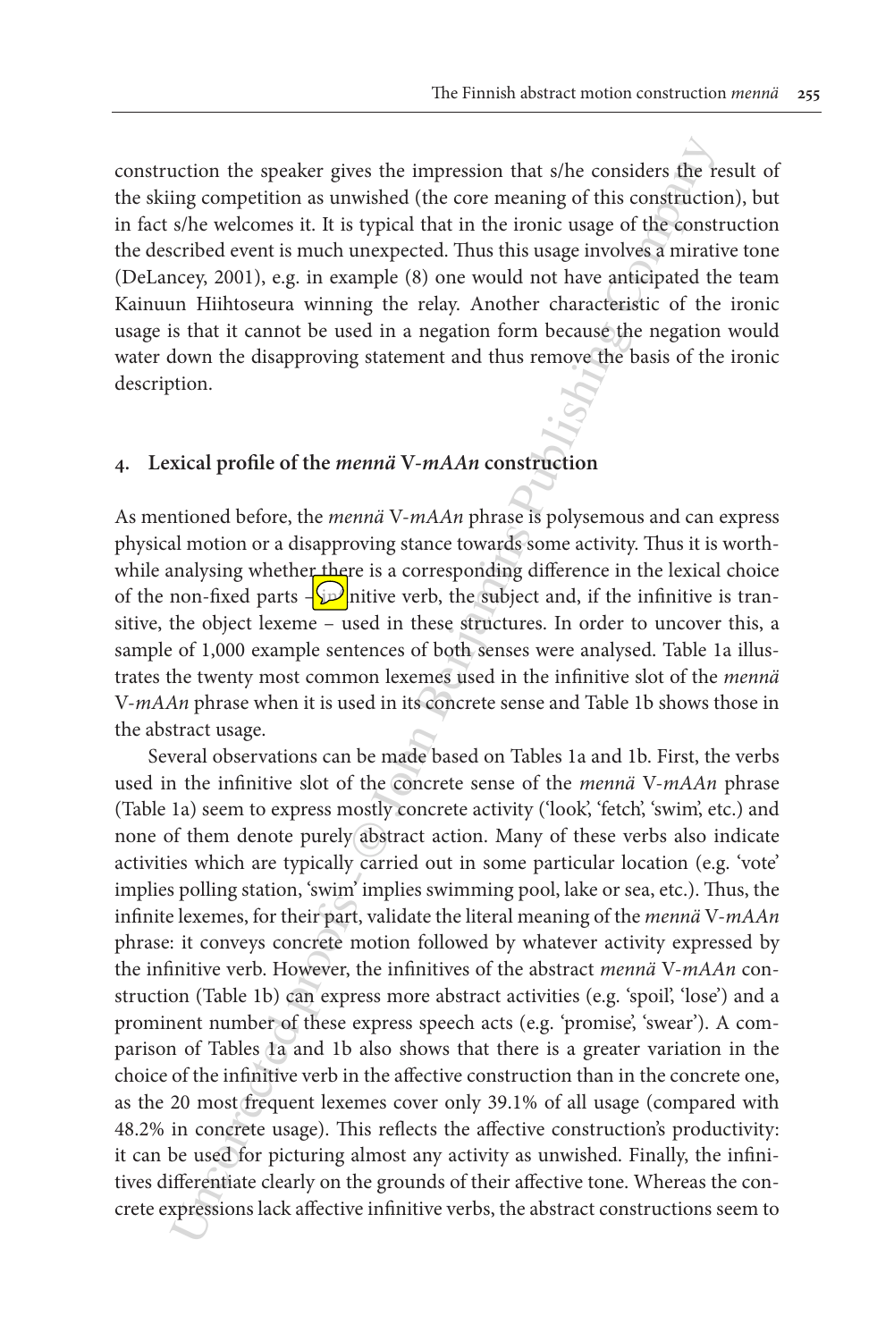construction the speaker gives the impression that s/he considers the result of the skiing competition as unwished (the core meaning of this construction), but in fact s/he welcomes it. It is typical that in the ironic usage of the construction the described event is much unexpected. Thus this usage involves a mirative tone (DeLancey, 2001), e.g. in example (8) one would not have anticipated the team Kainuun Hiihtoseura winning the relay. Another characteristic of the ironic usage is that it cannot be used in a negation form because the negation would water down the disapproving statement and thus remove the basis of the ironic description.

## 4. Lexical profile of the *mennä* V-*mAAn* construction

As mentioned before, the *mennä* V-*mAAn* phrase is polysemous and can express physical motion or a disapproving stance towards some activity. Thus it is worthwhile analysing whether there is a corresponding difference in the lexical choice of the non-fixed parts – infinitive verb, the subject and, if the infinitive is transitive, the object lexeme – used in these structures. In order to uncover this, a sample of 1,000 example sentences of both senses were analysed. Table 1a illustrates the twenty most common lexemes used in the infinitive slot of the *mennä* V-*mAAn* phrase when it is used in its concrete sense and Table 1b shows those in the abstract usage.

Several observations can be made based on Tables 1a and 1b. First, the verbs used in the infinitive slot of the concrete sense of the *mennä* V-*mAAn* phrase (Table 1a) seem to express mostly concrete activity ('look', 'fetch', 'swim', etc.) and none of them denote purely abstract action. Many of these verbs also indicate activities which are typically carried out in some particular location (e.g. 'vote' implies polling station, 'swim' implies swimming pool, lake or sea, etc.). Thus, the infinite lexemes, for their part, validate the literal meaning of the *mennä* V-*mAAn* phrase: it conveys concrete motion followed by whatever activity expressed by the infinitive verb. However, the infinitives of the abstract *mennä* V-*mAAn* construction (Table 1b) can express more abstract activities (e.g. 'spoil', 'lose') and a prominent number of these express speech acts (e.g. 'promise', 'swear'). A comparison of Tables 1a and 1b also shows that there is a greater variation in the choice of the infinitive verb in the affective construction than in the concrete one, as the 20 most frequent lexemes cover only 39.1% of all usage (compared with 48.2% in concrete usage). This reflects the affective construction's productivity: it can be used for picturing almost any activity as unwished. Finally, the infinitives differentiate clearly on the grounds of their affective tone. Whereas the concrete expressions lack affective infinitive verbs, the abstract constructions seem to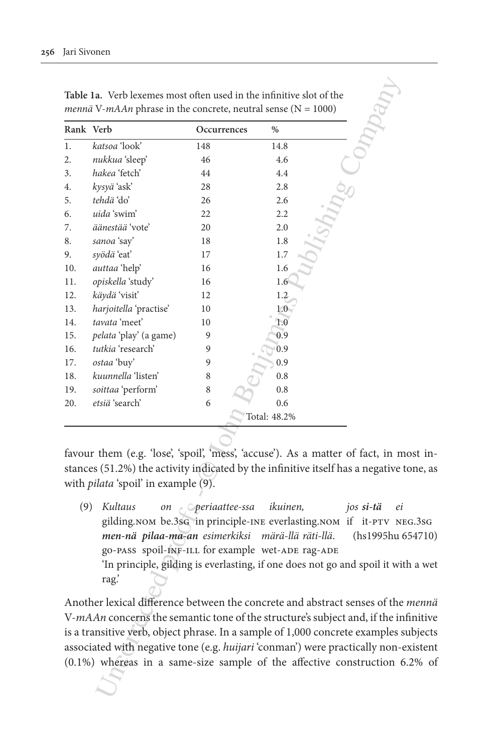**Table 1a.** Verb lexemes most often used in the infinitive slot of the *mennä* V-*mAAn* phrase in the concrete, neutral sense (N = 1000)

| Rank | Verb | Occurrences | % |
|---|---|---|---|
| 1. | *katsoa* 'look' | 148 | 14.8 |
| 2. | *nukkua* 'sleep' | 46 | 4.6 |
| 3. | *hakea* 'fetch' | 44 | 4.4 |
| 4. | *kysyä* 'ask' | 28 | 2.8 |
| 5. | *tehdä* 'do' | 26 | 2.6 |
| 6. | *uida* 'swim' | 22 | 2.2 |
| 7. | *äänestää* 'vote' | 20 | 2.0 |
| 8. | *sanoa* 'say' | 18 | 1.8 |
| 9. | *syödä* 'eat' | 17 | 1.7 |
| 10. | *auttaa* 'help' | 16 | 1.6 |
| 11. | *opiskella* 'study' | 16 | 1.6 |
| 12. | *käydä* 'visit' | 12 | 1.2 |
| 13. | *harjoitella* 'practise' | 10 | 1.0 |
| 14. | *tavata* 'meet' | 10 | 1.0 |
| 15. | *pelata* 'play' (a game) | 9 | 0.9 |
| 16. | *tutkia* 'research' | 9 | 0.9 |
| 17. | *ostaa* 'buy' | 9 | 0.9 |
| 18. | *kuunnella* 'listen' | 8 | 0.8 |
| 19. | *soittaa* 'perform' | 8 | 0.8 |
| 20. | *etsiä* 'search' | 6 | 0.6 |
| | | | Total: 48.2% |

favour them (e.g. 'lose', 'spoil', 'mess', 'accuse'). As a matter of fact, in most instances (51.2%) the activity indicated by the infinitive itself has a negative tone, as with *pilata* 'spoil' in example (9).

(9) *Kultaus on periaattee-ssa ikuinen, jos **si-tä** ei*
gilding.NOM be.3SG in principle-INE everlasting.NOM if it-PTV NEG.3SG
***men-nä pilaa-ma-an** esimerkiksi märä-llä räti-llä.* (hs1995hu 654710)
go-PASS spoil-INF-ILL for example wet-ADE rag-ADE
'In principle, gilding is everlasting, if one does not go and spoil it with a wet rag.'

Another lexical difference between the concrete and abstract senses of the *mennä* V-*mAAn* concerns the semantic tone of the structure's subject and, if the infinitive is a transitive verb, object phrase. In a sample of 1,000 concrete examples subjects associated with negative tone (e.g. *huijari* 'conman') were practically non-existent (0.1%) whereas in a same-size sample of the affective construction 6.2% of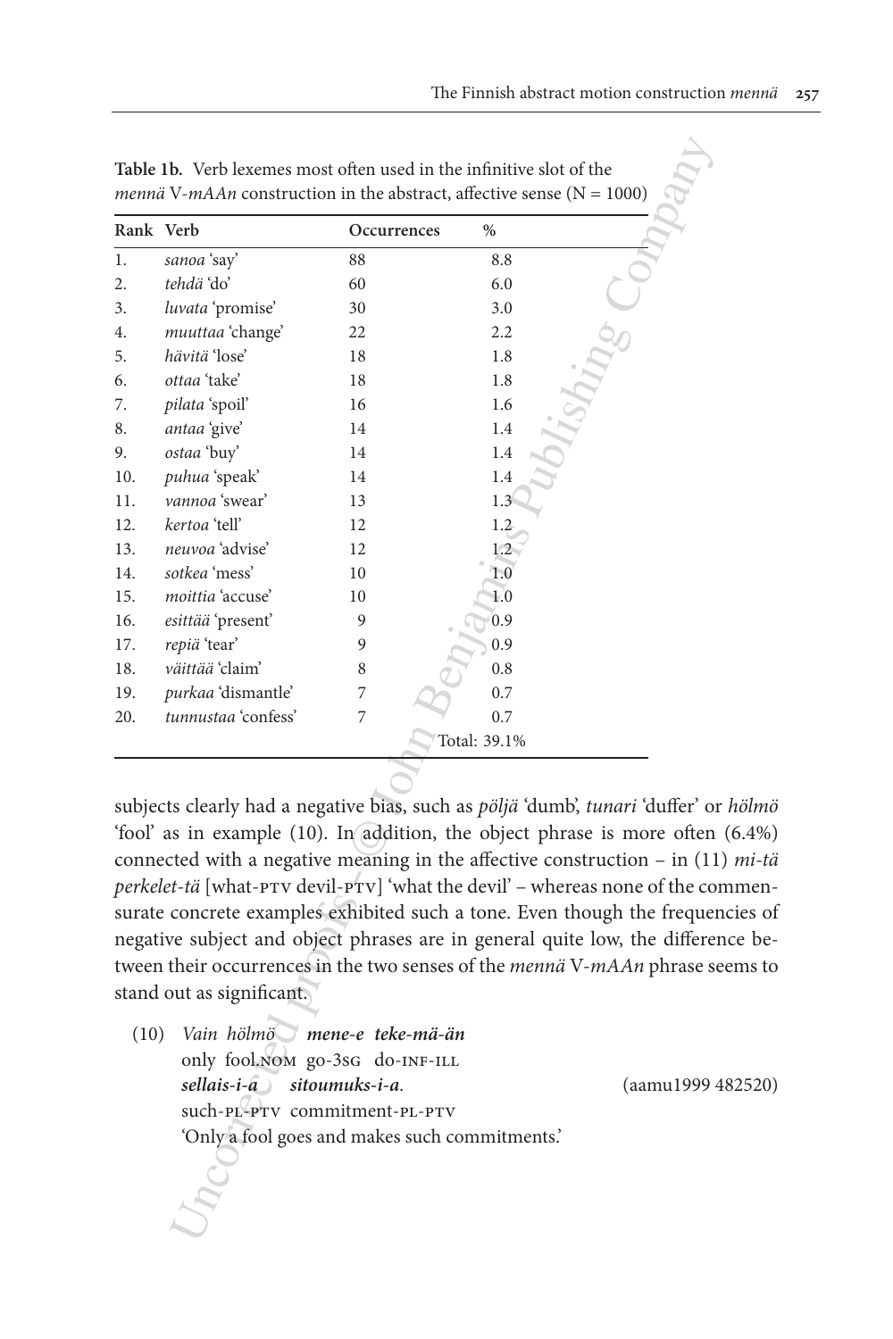**Table 1b.** Verb lexemes most often used in the infinitive slot of the *mennä* V-*mAAn* construction in the abstract, affective sense (N = 1000)

| Rank | Verb | Occurrences | % |
|---|---|---|---|
| 1. | *sanoa* 'say' | 88 | 8.8 |
| 2. | *tehdä* 'do' | 60 | 6.0 |
| 3. | *luvata* 'promise' | 30 | 3.0 |
| 4. | *muuttaa* 'change' | 22 | 2.2 |
| 5. | *hävitä* 'lose' | 18 | 1.8 |
| 6. | *ottaa* 'take' | 18 | 1.8 |
| 7. | *pilata* 'spoil' | 16 | 1.6 |
| 8. | *antaa* 'give' | 14 | 1.4 |
| 9. | *ostaa* 'buy' | 14 | 1.4 |
| 10. | *puhua* 'speak' | 14 | 1.4 |
| 11. | *vannoa* 'swear' | 13 | 1.3 |
| 12. | *kertoa* 'tell' | 12 | 1.2 |
| 13. | *neuvoa* 'advise' | 12 | 1.2 |
| 14. | *sotkea* 'mess' | 10 | 1.0 |
| 15. | *moittia* 'accuse' | 10 | 1.0 |
| 16. | *esittää* 'present' | 9 | 0.9 |
| 17. | *repiä* 'tear' | 9 | 0.9 |
| 18. | *väittää* 'claim' | 8 | 0.8 |
| 19. | *purkaa* 'dismantle' | 7 | 0.7 |
| 20. | *tunnustaa* 'confess' | 7 | 0.7 |
| | | | Total: 39.1% |

subjects clearly had a negative bias, such as *pöljä* 'dumb', *tunari* 'duffer' or *hölmö* 'fool' as in example (10). In addition, the object phrase is more often (6.4%) connected with a negative meaning in the affective construction – in (11) *mi-tä perkelet-tä* [what-PTV devil-PTV] 'what the devil' – whereas none of the commensurate concrete examples exhibited such a tone. Even though the frequencies of negative subject and object phrases are in general quite low, the difference between their occurrences in the two senses of the *mennä* V-*mAAn* phrase seems to stand out as significant.

(10) *Vain hölmö* ***mene-e teke-mä-än***
only fool.NOM go-3SG do-INF-ILL
***sellais-i-a sitoumuks-i-a.*** (aamu1999 482520)
such-PL-PTV commitment-PL-PTV
'Only a fool goes and makes such commitments.'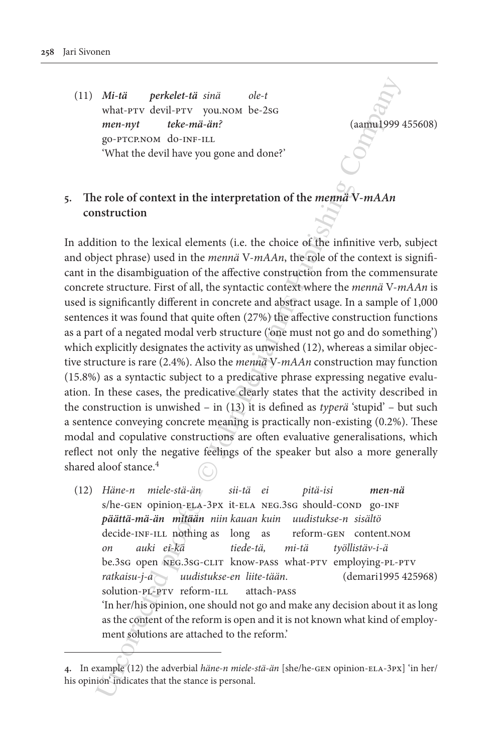(11) ***Mi-tä*** ***perkelet-tä*** *sinä* *ole-t*
what-PTV devil-PTV you.NOM be-2SG
***men-nyt*** ***teke-mä-än?*** (aamu1999 455608)
go-PTCP.NOM do-INF-ILL
'What the devil have you gone and done?'

## 5. The role of context in the interpretation of the *mennä* V-*mAAn* construction

In addition to the lexical elements (i.e. the choice of the infinitive verb, subject and object phrase) used in the *mennä* V-*mAAn*, the role of the context is significant in the disambiguation of the affective construction from the commensurate concrete structure. First of all, the syntactic context where the *mennä* V-*mAAn* is used is significantly different in concrete and abstract usage. In a sample of 1,000 sentences it was found that quite often (27%) the affective construction functions as a part of a negated modal verb structure ('one must not go and do something') which explicitly designates the activity as unwished (12), whereas a similar objective structure is rare (2.4%). Also the *mennä* V-*mAAn* construction may function (15.8%) as a syntactic subject to a predicative phrase expressing negative evaluation. In these cases, the predicative clearly states that the activity described in the construction is unwished – in (13) it is defined as *typerä* 'stupid' – but such a sentence conveying concrete meaning is practically non-existing (0.2%). These modal and copulative constructions are often evaluative generalisations, which reflect not only the negative feelings of the speaker but also a more generally shared aloof stance.[4]

(12) *Häne-n* *miele-stä-än* *sii-tä* *ei* *pitä-isi* ***men-nä***
s/he-GEN opinion-ELA-3PX it-ELA NEG.3SG should-COND go-INF
***päättä-mä-än*** ***mitään*** *niin kauan kuin* *uudistukse-n* *sisältö*
decide-INF-ILL nothing as long as reform-GEN content.NOM
*on* *auki* *ei-kä* *tiede-tä,* *mi-tä* *työllistäv-i-ä*
be.3SG open NEG.3SG-CLIT know-PASS what-PTV employing-PL-PTV
*ratkaisu-j-a* *uudistukse-en* *liite-tään.* (demari1995 425968)
solution-PL-PTV reform-ILL attach-PASS
'In her/his opinion, one should not go and make any decision about it as long as the content of the reform is open and it is not known what kind of employment solutions are attached to the reform.'

---

4. In example (12) the adverbial *häne-n miele-stä-än* [she/he-GEN opinion-ELA-3PX] 'in her/his opinion' indicates that the stance is personal.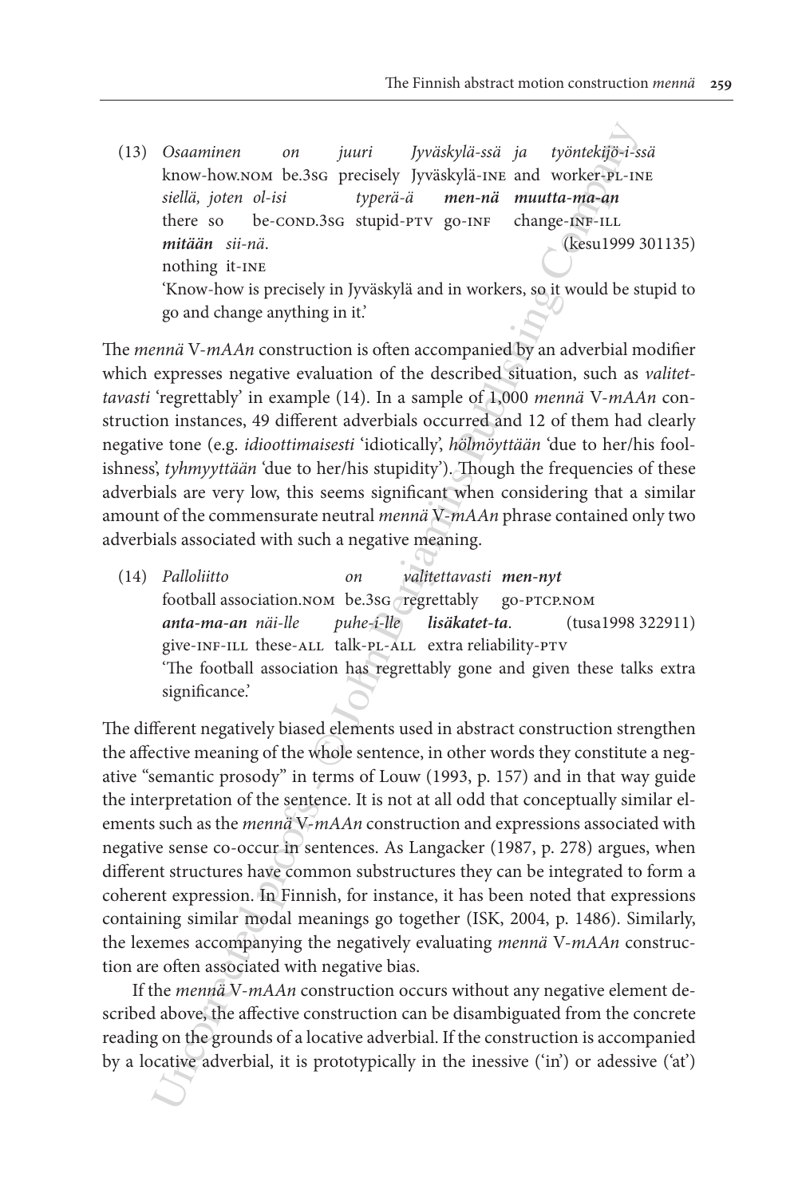(13) *Osaaminen on juuri Jyväskylä-ssä ja työntekijö-i-ssä*
     know-how.NOM be.3SG precisely Jyväskylä-INE and worker-PL-INE
     *siellä, joten ol-isi typerä-ä* ***men-nä muutta-ma-an***
     there so be-COND.3SG stupid-PTV go-INF change-INF-ILL
     ***mitään*** *sii-nä*. (kesu1999 301135)
     nothing it-INE
     'Know-how is precisely in Jyväskylä and in workers, so it would be stupid to go and change anything in it.'

The *mennä* V-*mAAn* construction is often accompanied by an adverbial modifier which expresses negative evaluation of the described situation, such as *valitettavasti* 'regrettably' in example (14). In a sample of 1,000 *mennä* V-*mAAn* construction instances, 49 different adverbials occurred and 12 of them had clearly negative tone (e.g. *idioottimaisesti* 'idiotically', *hölmöyttään* 'due to her/his foolishness', *tyhmyyttään* 'due to her/his stupidity'). Though the frequencies of these adverbials are very low, this seems significant when considering that a similar amount of the commensurate neutral *mennä* V-*mAAn* phrase contained only two adverbials associated with such a negative meaning.

(14) *Palloliitto on valitettavasti* ***men-nyt***
     football association.NOM be.3SG regrettably go-PTCP.NOM
     ***anta-ma-an*** *näi-lle puhe-i-lle* ***lisäkatet-ta***. (tusa1998 322911)
     give-INF-ILL these-ALL talk-PL-ALL extra reliability-PTV
     'The football association has regrettably gone and given these talks extra significance.'

The different negatively biased elements used in abstract construction strengthen the affective meaning of the whole sentence, in other words they constitute a negative "semantic prosody" in terms of Louw (1993, p. 157) and in that way guide the interpretation of the sentence. It is not at all odd that conceptually similar elements such as the *mennä* V-*mAAn* construction and expressions associated with negative sense co-occur in sentences. As Langacker (1987, p. 278) argues, when different structures have common substructures they can be integrated to form a coherent expression. In Finnish, for instance, it has been noted that expressions containing similar modal meanings go together (ISK, 2004, p. 1486). Similarly, the lexemes accompanying the negatively evaluating *mennä* V-*mAAn* construction are often associated with negative bias.

If the *mennä* V-*mAAn* construction occurs without any negative element described above, the affective construction can be disambiguated from the concrete reading on the grounds of a locative adverbial. If the construction is accompanied by a locative adverbial, it is prototypically in the inessive ('in') or adessive ('at')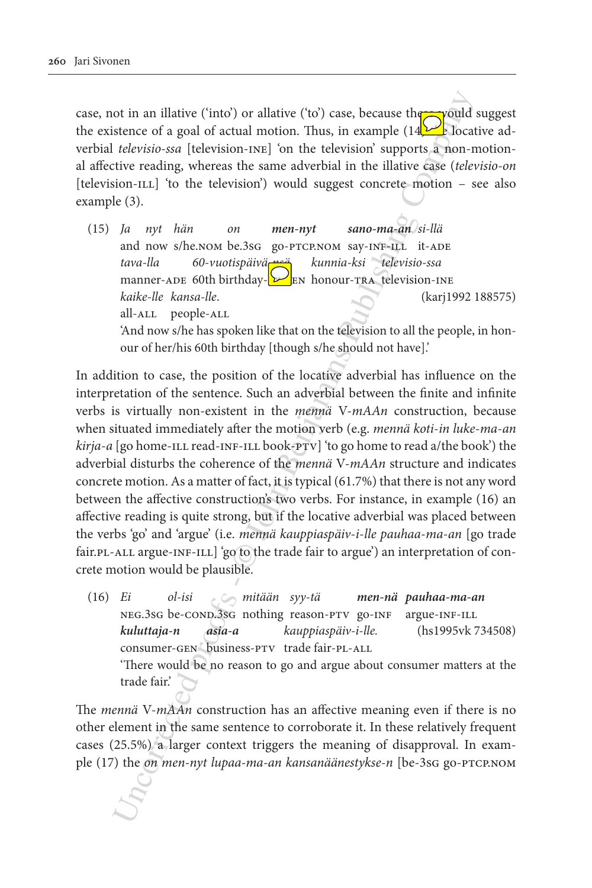case, not in an illative ('into') or allative ('to') case, because these would suggest the existence of a goal of actual motion. Thus, in example (14) the locative adverbial *televisio-ssa* [television-INE] 'on the television' supports a non-motional affective reading, whereas the same adverbial in the illative case (*televisio-on* [television-ILL] 'to the television') would suggest concrete motion – see also example (3).

(15) *Ja nyt hän on* ***men-nyt sano-ma-an*** *si-llä*
and now s/he.NOM be.3SG go-PTCP.NOM say-INF-ILL it-ADE
*tava-lla 60-vuotispäivä-nsä kunnia-ksi televisio-ssa*
manner-ADE 60th birthday-3POSSGEN honour-TRA television-INE
*kaike-lle kansa-lle.* (karj1992 188575)
all-ALL people-ALL
'And now s/he has spoken like that on the television to all the people, in honour of her/his 60th birthday [though s/he should not have].'

In addition to case, the position of the locative adverbial has influence on the interpretation of the sentence. Such an adverbial between the finite and infinite verbs is virtually non-existent in the *mennä* V-*mAAn* construction, because when situated immediately after the motion verb (e.g. *mennä koti-in luke-ma-an kirja-a* [go home-ILL read-INF-ILL book-PTV] 'to go home to read a/the book') the adverbial disturbs the coherence of the *mennä* V-*mAAn* structure and indicates concrete motion. As a matter of fact, it is typical (61.7%) that there is not any word between the affective construction's two verbs. For instance, in example (16) an affective reading is quite strong, but if the locative adverbial was placed between the verbs 'go' and 'argue' (i.e. *mennä kauppiaspäiv-i-lle pauhaa-ma-an* [go trade fair.PL-ALL argue-INF-ILL] 'go to the trade fair to argue') an interpretation of concrete motion would be plausible.

(16) *Ei ol-isi mitään syy-tä* ***men-nä pauhaa-ma-an***
NEG.3SG be-COND.3SG nothing reason-PTV go-INF argue-INF-ILL
***kuluttaja-n asia-a*** *kauppiaspäiv-i-lle.* (hs1995vk 734508)
consumer-GEN business-PTV trade fair-PL-ALL
'There would be no reason to go and argue about consumer matters at the trade fair.'

The *mennä* V-*mAAn* construction has an affective meaning even if there is no other element in the same sentence to corroborate it. In these relatively frequent cases (25.5%) a larger context triggers the meaning of disapproval. In example (17) the *on men-nyt lupaa-ma-an kansanäänestykse-n* [be-3SG go-PTCP.NOM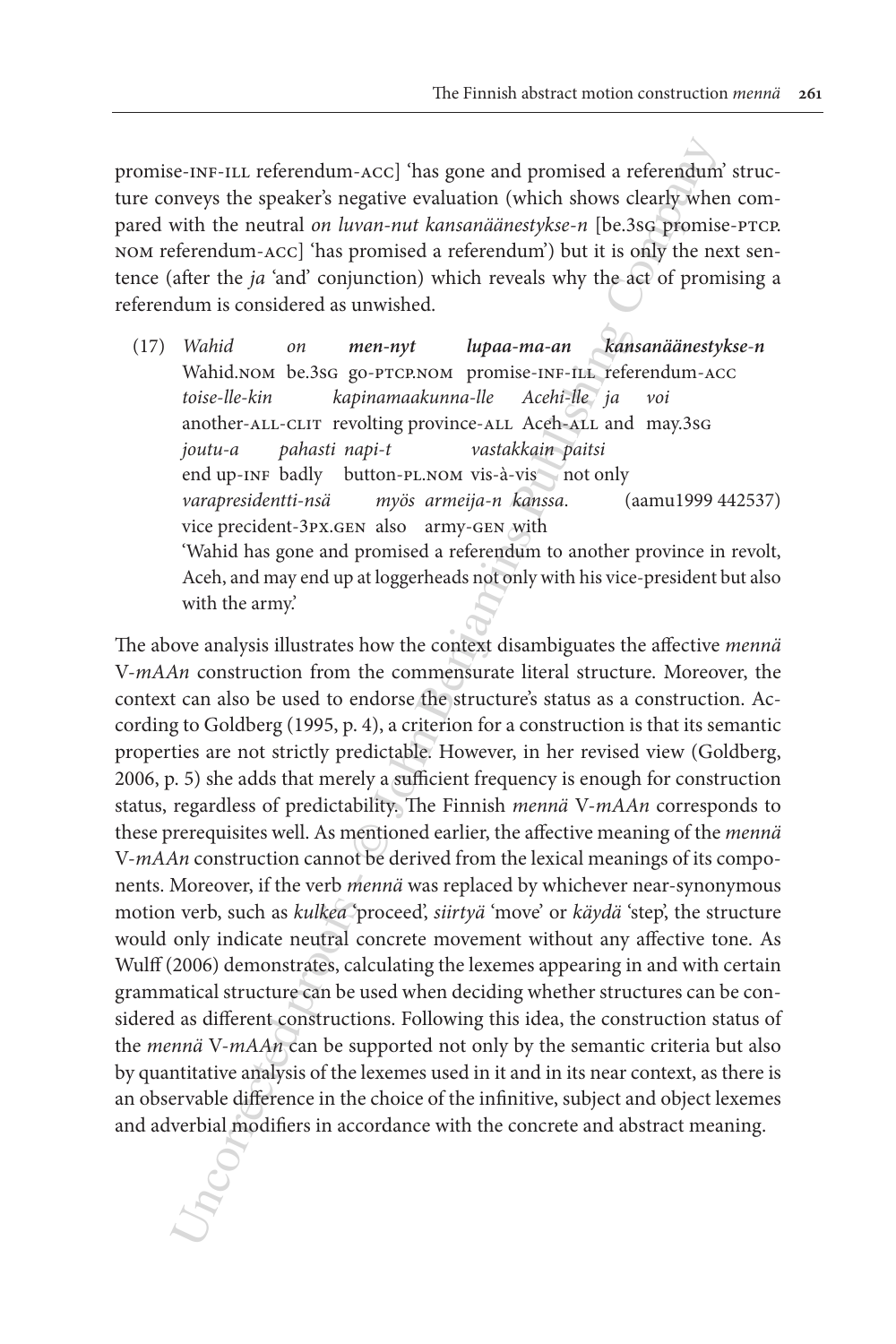promise-INF-ILL referendum-ACC] 'has gone and promised a referendum' structure conveys the speaker's negative evaluation (which shows clearly when compared with the neutral *on luvan-nut kansanäänestykse-n* [be.3SG promise-PTCP.NOM referendum-ACC] 'has promised a referendum') but it is only the next sentence (after the *ja* 'and' conjunction) which reveals why the act of promising a referendum is considered as unwished.

(17) *Wahid* *on* ***men-nyt*** ***lupaa-ma-an*** ***kansanäänestykse-n***
Wahid.NOM be.3SG go-PTCP.NOM promise-INF-ILL referendum-ACC
*toise-lle-kin* *kapinamaakunna-lle* *Acehi-lle* *ja* *voi*
another-ALL-CLIT revolting province-ALL Aceh-ALL and may.3SG
*joutu-a* *pahasti* *napi-t* *vastakkain* *paitsi*
end up-INF badly button-PL.NOM vis-à-vis not only
*varapresidentti-nsä* *myös* *armeija-n* *kanssa*. (aamu1999 442537)
vice precident-3PX.GEN also army-GEN with
'Wahid has gone and promised a referendum to another province in revolt, Aceh, and may end up at loggerheads not only with his vice-president but also with the army.'

The above analysis illustrates how the context disambiguates the affective *mennä* V-*mAAn* construction from the commensurate literal structure. Moreover, the context can also be used to endorse the structure's status as a construction. According to Goldberg (1995, p. 4), a criterion for a construction is that its semantic properties are not strictly predictable. However, in her revised view (Goldberg, 2006, p. 5) she adds that merely a sufficient frequency is enough for construction status, regardless of predictability. The Finnish *mennä* V-*mAAn* corresponds to these prerequisites well. As mentioned earlier, the affective meaning of the *mennä* V-*mAAn* construction cannot be derived from the lexical meanings of its components. Moreover, if the verb *mennä* was replaced by whichever near-synonymous motion verb, such as *kulkea* 'proceed', *siirtyä* 'move' or *käydä* 'step', the structure would only indicate neutral concrete movement without any affective tone. As Wulff (2006) demonstrates, calculating the lexemes appearing in and with certain grammatical structure can be used when deciding whether structures can be considered as different constructions. Following this idea, the construction status of the *mennä* V-*mAAn* can be supported not only by the semantic criteria but also by quantitative analysis of the lexemes used in it and in its near context, as there is an observable difference in the choice of the infinitive, subject and object lexemes and adverbial modifiers in accordance with the concrete and abstract meaning.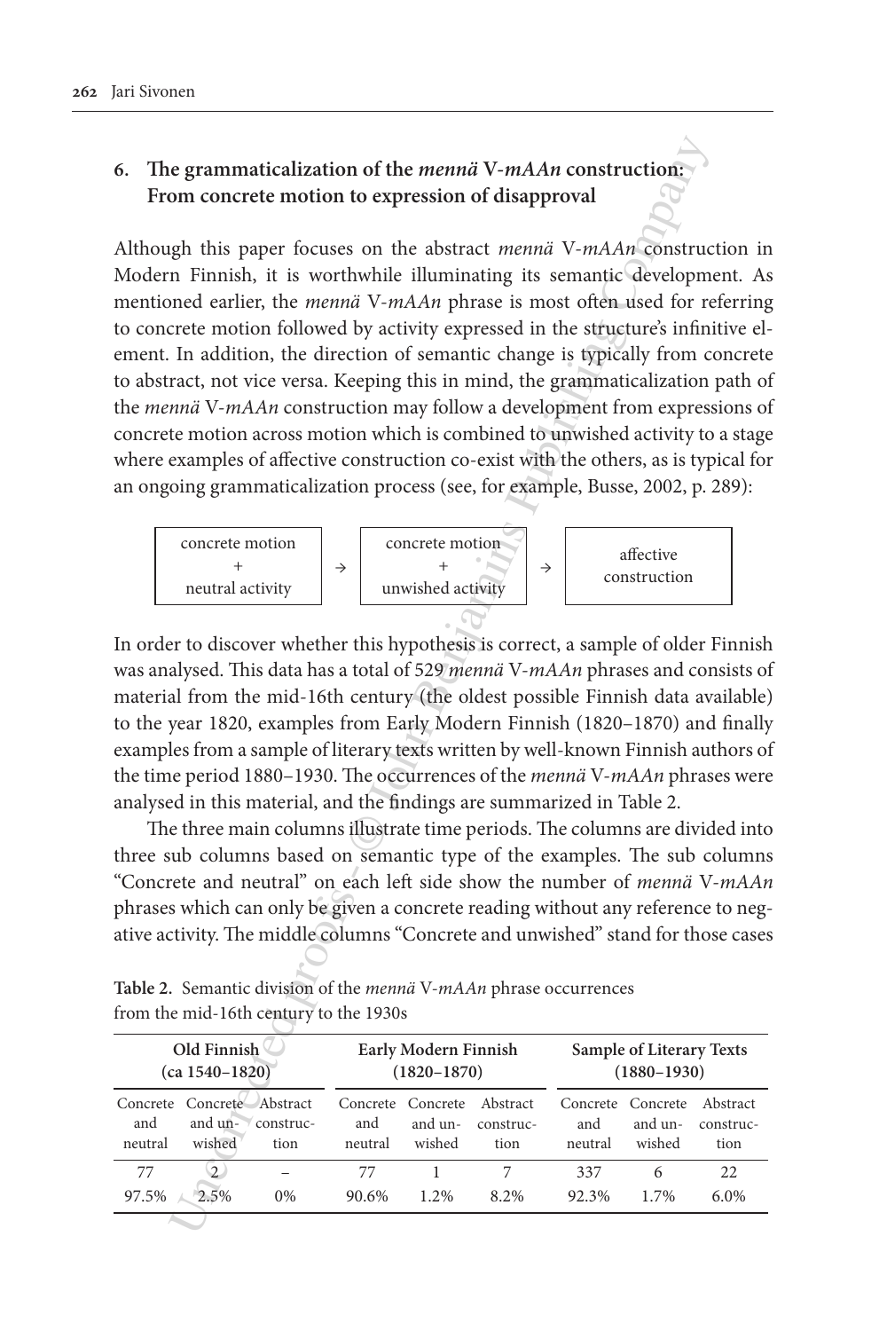## 6. The grammaticalization of the *mennä* V-*mAAn* construction: From concrete motion to expression of disapproval

Although this paper focuses on the abstract *mennä* V-*mAAn* construction in Modern Finnish, it is worthwhile illuminating its semantic development. As mentioned earlier, the *mennä* V-*mAAn* phrase is most often used for referring to concrete motion followed by activity expressed in the structure's infinitive element. In addition, the direction of semantic change is typically from concrete to abstract, not vice versa. Keeping this in mind, the grammaticalization path of the *mennä* V-*mAAn* construction may follow a development from expressions of concrete motion across motion which is combined to unwished activity to a stage where examples of affective construction co-exist with the others, as is typical for an ongoing grammaticalization process (see, for example, Busse, 2002, p. 289):

| concrete motion + neutral activity | → | concrete motion + unwished activity | → | affective construction |
|---|---|---|---|---|

In order to discover whether this hypothesis is correct, a sample of older Finnish was analysed. This data has a total of 529 *mennä* V-*mAAn* phrases and consists of material from the mid-16th century (the oldest possible Finnish data available) to the year 1820, examples from Early Modern Finnish (1820–1870) and finally examples from a sample of literary texts written by well-known Finnish authors of the time period 1880–1930. The occurrences of the *mennä* V-*mAAn* phrases were analysed in this material, and the findings are summarized in Table 2.

The three main columns illustrate time periods. The columns are divided into three sub columns based on semantic type of the examples. The sub columns "Concrete and neutral" on each left side show the number of *mennä* V-*mAAn* phrases which can only be given a concrete reading without any reference to negative activity. The middle columns "Concrete and unwished" stand for those cases

**Table 2.** Semantic division of the *mennä* V-*mAAn* phrase occurrences from the mid-16th century to the 1930s

| Old Finnish (ca 1540–1820) | | | Early Modern Finnish (1820–1870) | | | Sample of Literary Texts (1880–1930) | | |
|---|---|---|---|---|---|---|---|---|
| Concrete and neutral | Concrete and unwished | Abstract construction | Concrete and neutral | Concrete and unwished | Abstract construction | Concrete and neutral | Concrete and unwished | Abstract construction |
| 77 | 2 | – | 77 | 1 | 7 | 337 | 6 | 22 |
| 97.5% | 2.5% | 0% | 90.6% | 1.2% | 8.2% | 92.3% | 1.7% | 6.0% |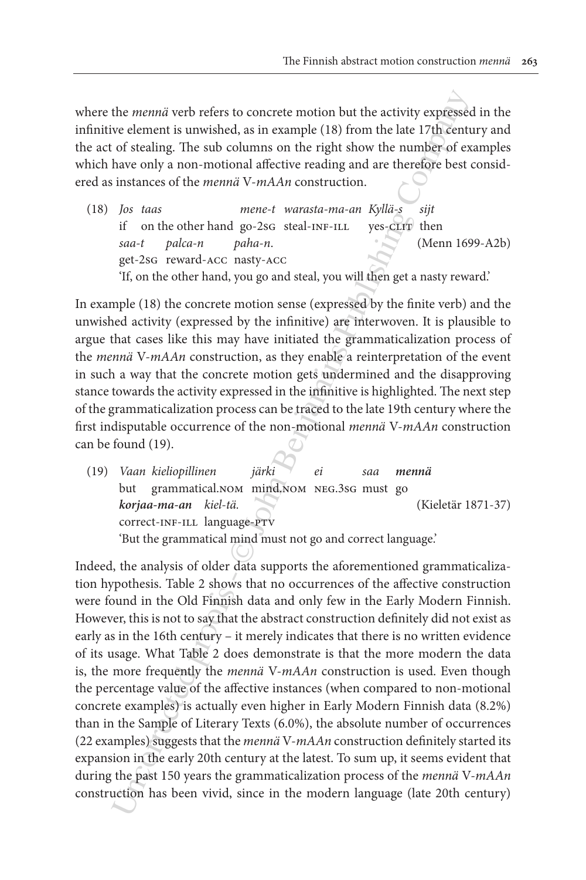where the *mennä* verb refers to concrete motion but the activity expressed in the infinitive element is unwished, as in example (18) from the late 17th century and the act of stealing. The sub columns on the right show the number of examples which have only a non-motional affective reading and are therefore best considered as instances of the *mennä* V-*mAAn* construction.

(18) *Jos taas mene-t warasta-ma-an Kyllä-s sijt*
if on the other hand go-2SG steal-INF-ILL yes-CLIT then
*saa-t palca-n paha-n.* (Menn 1699-A2b)
get-2SG reward-ACC nasty-ACC
'If, on the other hand, you go and steal, you will then get a nasty reward.'

In example (18) the concrete motion sense (expressed by the finite verb) and the unwished activity (expressed by the infinitive) are interwoven. It is plausible to argue that cases like this may have initiated the grammaticalization process of the *mennä* V-*mAAn* construction, as they enable a reinterpretation of the event in such a way that the concrete motion gets undermined and the disapproving stance towards the activity expressed in the infinitive is highlighted. The next step of the grammaticalization process can be traced to the late 19th century where the first indisputable occurrence of the non-motional *mennä* V-*mAAn* construction can be found (19).

(19) *Vaan kieliopillinen järki ei saa* ***mennä***
but grammatical.NOM mind.NOM NEG.3SG must go
***korjaa-ma-an*** *kiel-tä.* (Kieletär 1871-37)
correct-INF-ILL language-PTV
'But the grammatical mind must not go and correct language.'

Indeed, the analysis of older data supports the aforementioned grammaticalization hypothesis. Table 2 shows that no occurrences of the affective construction were found in the Old Finnish data and only few in the Early Modern Finnish. However, this is not to say that the abstract construction definitely did not exist as early as in the 16th century – it merely indicates that there is no written evidence of its usage. What Table 2 does demonstrate is that the more modern the data is, the more frequently the *mennä* V-*mAAn* construction is used. Even though the percentage value of the affective instances (when compared to non-motional concrete examples) is actually even higher in Early Modern Finnish data (8.2%) than in the Sample of Literary Texts (6.0%), the absolute number of occurrences (22 examples) suggests that the *mennä* V-*mAAn* construction definitely started its expansion in the early 20th century at the latest. To sum up, it seems evident that during the past 150 years the grammaticalization process of the *mennä* V-*mAAn* construction has been vivid, since in the modern language (late 20th century)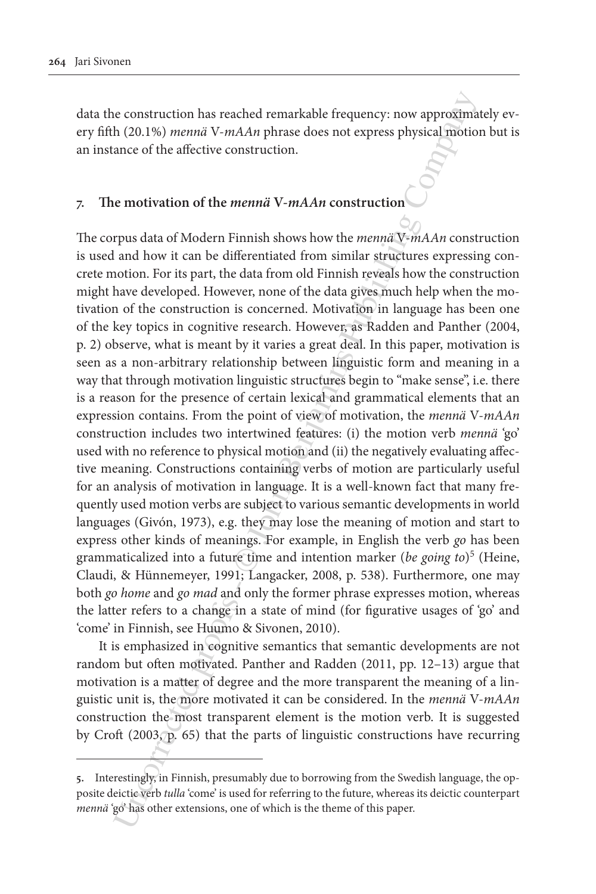data the construction has reached remarkable frequency: now approximately every fifth (20.1%) *mennä* V-*mAAn* phrase does not express physical motion but is an instance of the affective construction.

## 7. The motivation of the *mennä* V-*mAAn* construction

The corpus data of Modern Finnish shows how the *mennä* V-*mAAn* construction is used and how it can be differentiated from similar structures expressing concrete motion. For its part, the data from old Finnish reveals how the construction might have developed. However, none of the data gives much help when the motivation of the construction is concerned. Motivation in language has been one of the key topics in cognitive research. However, as Radden and Panther (2004, p. 2) observe, what is meant by it varies a great deal. In this paper, motivation is seen as a non-arbitrary relationship between linguistic form and meaning in a way that through motivation linguistic structures begin to "make sense", i.e. there is a reason for the presence of certain lexical and grammatical elements that an expression contains. From the point of view of motivation, the *mennä* V-*mAAn* construction includes two intertwined features: (i) the motion verb *mennä* 'go' used with no reference to physical motion and (ii) the negatively evaluating affective meaning. Constructions containing verbs of motion are particularly useful for an analysis of motivation in language. It is a well-known fact that many frequently used motion verbs are subject to various semantic developments in world languages (Givón, 1973), e.g. they may lose the meaning of motion and start to express other kinds of meanings. For example, in English the verb *go* has been grammaticalized into a future time and intention marker (*be going to*)[5] (Heine, Claudi, & Hünnemeyer, 1991; Langacker, 2008, p. 538). Furthermore, one may both *go home* and *go mad* and only the former phrase expresses motion, whereas the latter refers to a change in a state of mind (for figurative usages of 'go' and 'come' in Finnish, see Huumo & Sivonen, 2010).

It is emphasized in cognitive semantics that semantic developments are not random but often motivated. Panther and Radden (2011, pp. 12–13) argue that motivation is a matter of degree and the more transparent the meaning of a linguistic unit is, the more motivated it can be considered. In the *mennä* V-*mAAn* construction the most transparent element is the motion verb. It is suggested by Croft (2003, p. 65) that the parts of linguistic constructions have recurring

5. Interestingly, in Finnish, presumably due to borrowing from the Swedish language, the opposite deictic verb *tulla* 'come' is used for referring to the future, whereas its deictic counterpart *mennä* 'go' has other extensions, one of which is the theme of this paper.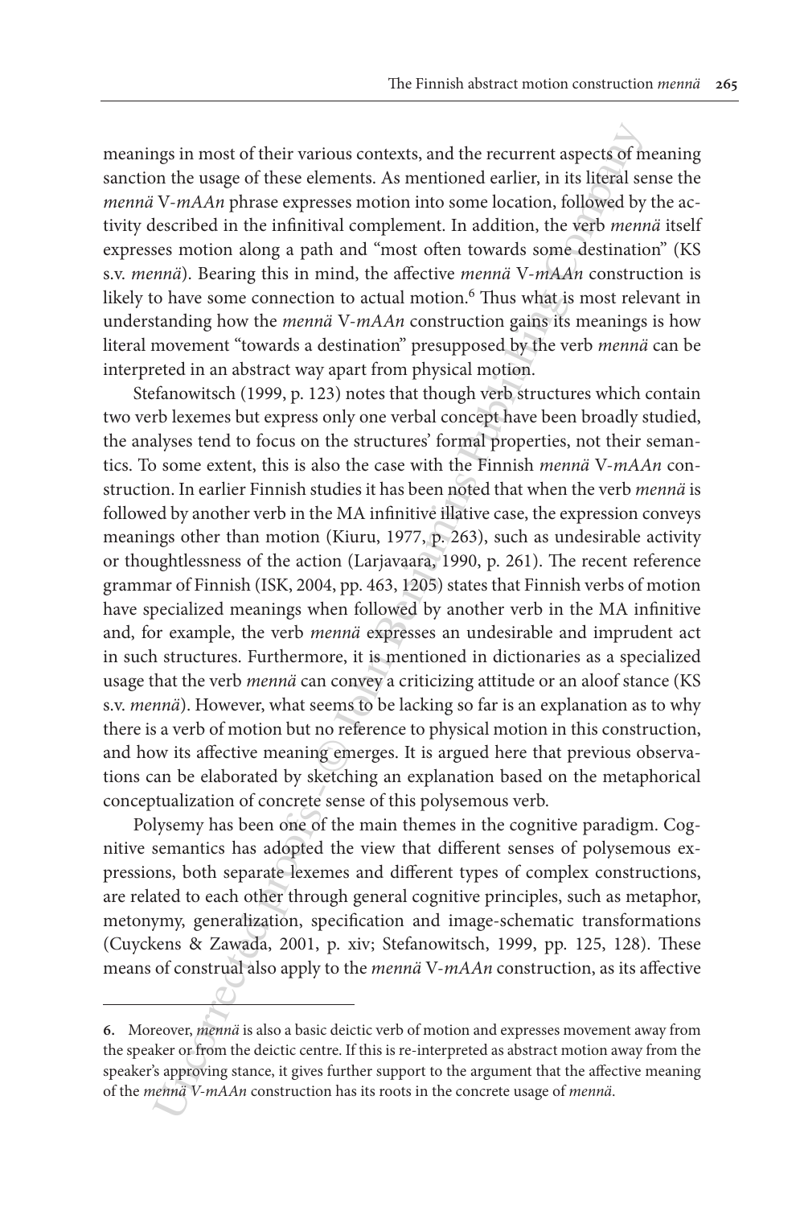meanings in most of their various contexts, and the recurrent aspects of meaning sanction the usage of these elements. As mentioned earlier, in its literal sense the *mennä* V-*mAAn* phrase expresses motion into some location, followed by the activity described in the infinitival complement. In addition, the verb *mennä* itself expresses motion along a path and "most often towards some destination" (KS s.v. *mennä*). Bearing this in mind, the affective *mennä* V-*mAAn* construction is likely to have some connection to actual motion.[6] Thus what is most relevant in understanding how the *mennä* V-*mAAn* construction gains its meanings is how literal movement "towards a destination" presupposed by the verb *mennä* can be interpreted in an abstract way apart from physical motion.

Stefanowitsch (1999, p. 123) notes that though verb structures which contain two verb lexemes but express only one verbal concept have been broadly studied, the analyses tend to focus on the structures' formal properties, not their semantics. To some extent, this is also the case with the Finnish *mennä* V-*mAAn* construction. In earlier Finnish studies it has been noted that when the verb *mennä* is followed by another verb in the MA infinitive illative case, the expression conveys meanings other than motion (Kiuru, 1977, p. 263), such as undesirable activity or thoughtlessness of the action (Larjavaara, 1990, p. 261). The recent reference grammar of Finnish (ISK, 2004, pp. 463, 1205) states that Finnish verbs of motion have specialized meanings when followed by another verb in the MA infinitive and, for example, the verb *mennä* expresses an undesirable and imprudent act in such structures. Furthermore, it is mentioned in dictionaries as a specialized usage that the verb *mennä* can convey a criticizing attitude or an aloof stance (KS s.v. *mennä*). However, what seems to be lacking so far is an explanation as to why there is a verb of motion but no reference to physical motion in this construction, and how its affective meaning emerges. It is argued here that previous observations can be elaborated by sketching an explanation based on the metaphorical conceptualization of concrete sense of this polysemous verb.

Polysemy has been one of the main themes in the cognitive paradigm. Cognitive semantics has adopted the view that different senses of polysemous expressions, both separate lexemes and different types of complex constructions, are related to each other through general cognitive principles, such as metaphor, metonymy, generalization, specification and image-schematic transformations (Cuyckens & Zawada, 2001, p. xiv; Stefanowitsch, 1999, pp. 125, 128). These means of construal also apply to the *mennä* V-*mAAn* construction, as its affective

---

6. Moreover, *mennä* is also a basic deictic verb of motion and expresses movement away from the speaker or from the deictic centre. If this is re-interpreted as abstract motion away from the speaker's approving stance, it gives further support to the argument that the affective meaning of the *mennä V-mAAn* construction has its roots in the concrete usage of *mennä*.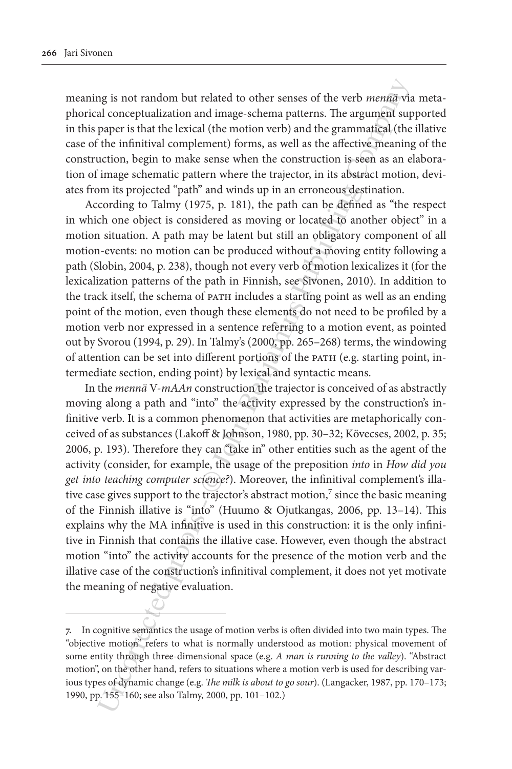meaning is not random but related to other senses of the verb *mennä* via metaphorical conceptualization and image-schema patterns. The argument supported in this paper is that the lexical (the motion verb) and the grammatical (the illative case of the infinitival complement) forms, as well as the affective meaning of the construction, begin to make sense when the construction is seen as an elaboration of image schematic pattern where the trajector, in its abstract motion, deviates from its projected "path" and winds up in an erroneous destination.

According to Talmy (1975, p. 181), the path can be defined as "the respect in which one object is considered as moving or located to another object" in a motion situation. A path may be latent but still an obligatory component of all motion-events: no motion can be produced without a moving entity following a path (Slobin, 2004, p. 238), though not every verb of motion lexicalizes it (for the lexicalization patterns of the path in Finnish, see Sivonen, 2010). In addition to the track itself, the schema of PATH includes a starting point as well as an ending point of the motion, even though these elements do not need to be profiled by a motion verb nor expressed in a sentence referring to a motion event, as pointed out by Svorou (1994, p. 29). In Talmy's (2000, pp. 265–268) terms, the windowing of attention can be set into different portions of the PATH (e.g. starting point, intermediate section, ending point) by lexical and syntactic means.

In the *mennä* V-*mAAn* construction the trajector is conceived of as abstractly moving along a path and "into" the activity expressed by the construction's infinitive verb. It is a common phenomenon that activities are metaphorically conceived of as substances (Lakoff & Johnson, 1980, pp. 30–32; Kövecses, 2002, p. 35; 2006, p. 193). Therefore they can "take in" other entities such as the agent of the activity (consider, for example, the usage of the preposition *into* in *How did you get into teaching computer science?*). Moreover, the infinitival complement's illative case gives support to the trajector's abstract motion,[7] since the basic meaning of the Finnish illative is "into" (Huumo & Ojutkangas, 2006, pp. 13–14). This explains why the MA infinitive is used in this construction: it is the only infinitive in Finnish that contains the illative case. However, even though the abstract motion "into" the activity accounts for the presence of the motion verb and the illative case of the construction's infinitival complement, it does not yet motivate the meaning of negative evaluation.

---

7. In cognitive semantics the usage of motion verbs is often divided into two main types. The "objective motion" refers to what is normally understood as motion: physical movement of some entity through three-dimensional space (e.g. *A man is running to the valley*). "Abstract motion", on the other hand, refers to situations where a motion verb is used for describing various types of dynamic change (e.g. *The milk is about to go sour*). (Langacker, 1987, pp. 170–173; 1990, pp. 155–160; see also Talmy, 2000, pp. 101–102.)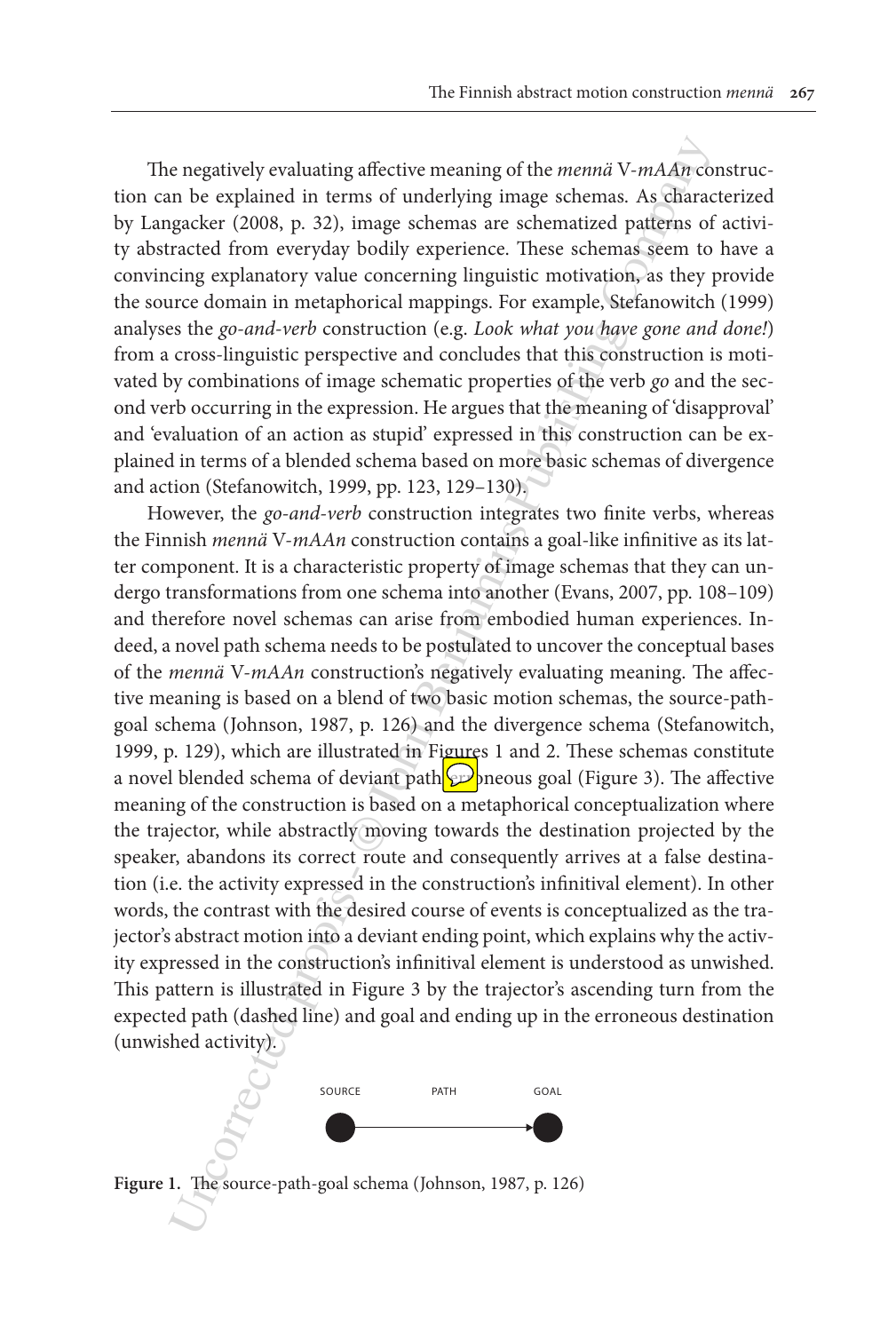The negatively evaluating affective meaning of the *mennä* V-*mAAn* construction can be explained in terms of underlying image schemas. As characterized by Langacker (2008, p. 32), image schemas are schematized patterns of activity abstracted from everyday bodily experience. These schemas seem to have a convincing explanatory value concerning linguistic motivation, as they provide the source domain in metaphorical mappings. For example, Stefanowitch (1999) analyses the *go-and-verb* construction (e.g. *Look what you have gone and done!*) from a cross-linguistic perspective and concludes that this construction is motivated by combinations of image schematic properties of the verb *go* and the second verb occurring in the expression. He argues that the meaning of 'disapproval' and 'evaluation of an action as stupid' expressed in this construction can be explained in terms of a blended schema based on more basic schemas of divergence and action (Stefanowitch, 1999, pp. 123, 129–130).

However, the *go-and-verb* construction integrates two finite verbs, whereas the Finnish *mennä* V-*mAAn* construction contains a goal-like infinitive as its latter component. It is a characteristic property of image schemas that they can undergo transformations from one schema into another (Evans, 2007, pp. 108–109) and therefore novel schemas can arise from embodied human experiences. Indeed, a novel path schema needs to be postulated to uncover the conceptual bases of the *mennä* V-*mAAn* construction's negatively evaluating meaning. The affective meaning is based on a blend of two basic motion schemas, the source-path-goal schema (Johnson, 1987, p. 126) and the divergence schema (Stefanowitch, 1999, p. 129), which are illustrated in Figures 1 and 2. These schemas constitute a novel blended schema of deviant path erroneous goal (Figure 3). The affective meaning of the construction is based on a metaphorical conceptualization where the trajector, while abstractly moving towards the destination projected by the speaker, abandons its correct route and consequently arrives at a false destination (i.e. the activity expressed in the construction's infinitival element). In other words, the contrast with the desired course of events is conceptualized as the trajector's abstract motion into a deviant ending point, which explains why the activity expressed in the construction's infinitival element is understood as unwished. This pattern is illustrated in Figure 3 by the trajector's ascending turn from the expected path (dashed line) and goal and ending up in the erroneous destination (unwished activity).

SOURCE PATH GOAL

**Figure 1.** The source-path-goal schema (Johnson, 1987, p. 126)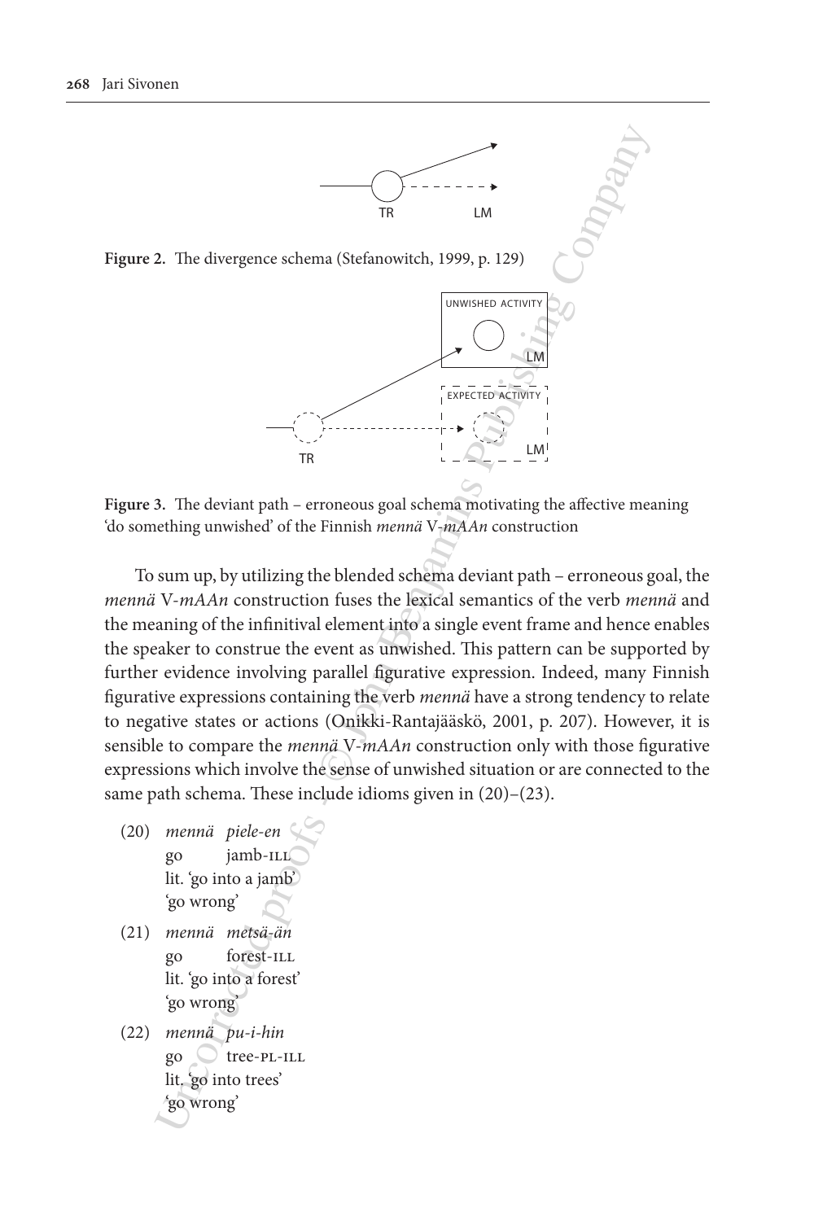**Figure 2.** The divergence schema (Stefanowitch, 1999, p. 129)

**Figure 3.** The deviant path – erroneous goal schema motivating the affective meaning 'do something unwished' of the Finnish *mennä* V-*mAAn* construction

To sum up, by utilizing the blended schema deviant path – erroneous goal, the *mennä* V-*mAAn* construction fuses the lexical semantics of the verb *mennä* and the meaning of the infinitival element into a single event frame and hence enables the speaker to construe the event as unwished. This pattern can be supported by further evidence involving parallel figurative expression. Indeed, many Finnish figurative expressions containing the verb *mennä* have a strong tendency to relate to negative states or actions (Onikki-Rantajääskö, 2001, p. 207). However, it is sensible to compare the *mennä* V-*mAAn* construction only with those figurative expressions which involve the sense of unwished situation or are connected to the same path schema. These include idioms given in (20)–(23).

(20) *mennä piele-en*
go jamb-ILL
lit. 'go into a jamb'
'go wrong'

(21) *mennä metsä-än*
go forest-ILL
lit. 'go into a forest'
'go wrong'

(22) *mennä pu-i-hin*
go tree-PL-ILL
lit. 'go into trees'
'go wrong'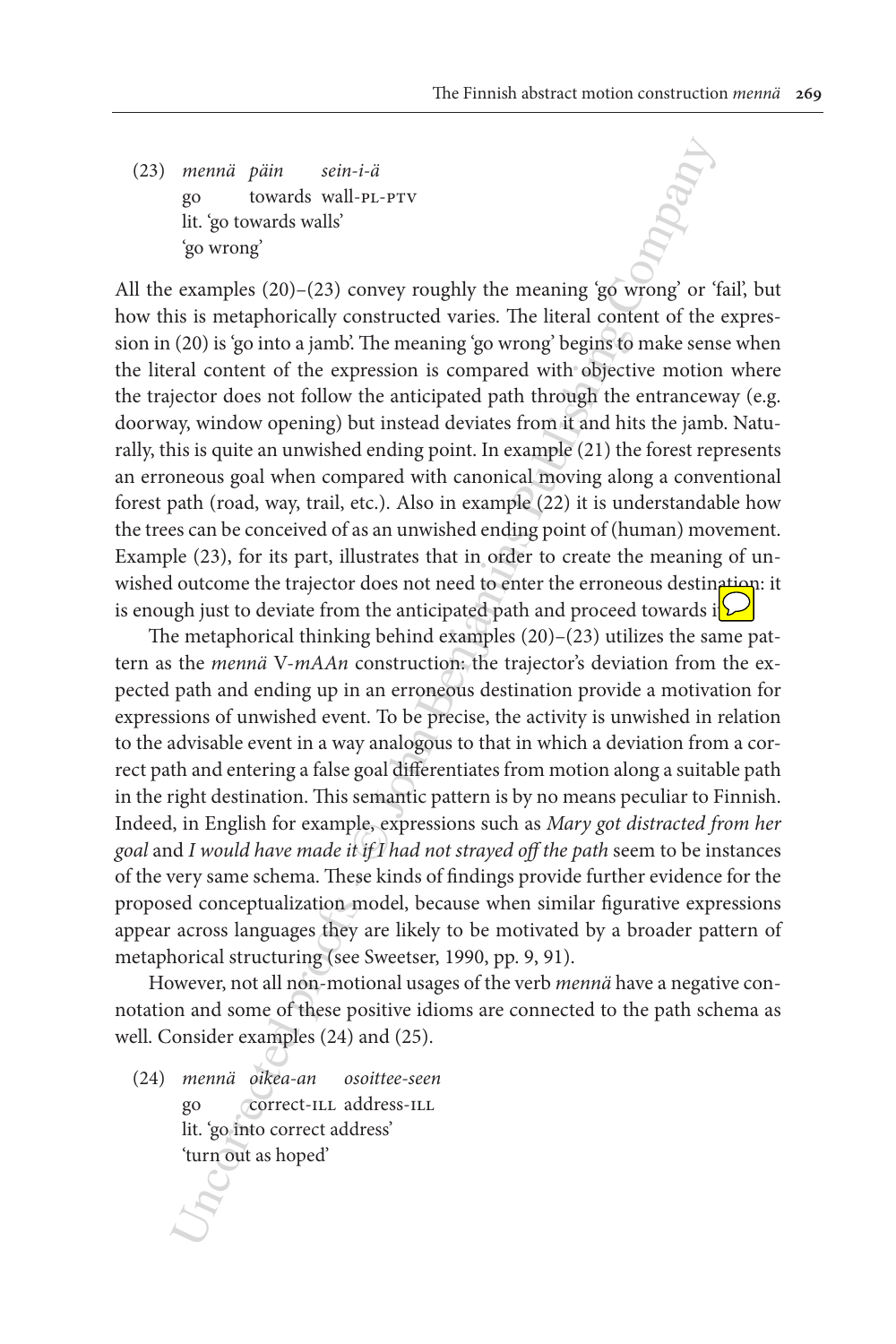(23) *mennä päin sein-i-ä*
go towards wall-PL-PTV
lit. 'go towards walls'
'go wrong'

All the examples (20)–(23) convey roughly the meaning 'go wrong' or 'fail', but how this is metaphorically constructed varies. The literal content of the expression in (20) is 'go into a jamb'. The meaning 'go wrong' begins to make sense when the literal content of the expression is compared with objective motion where the trajector does not follow the anticipated path through the entranceway (e.g. doorway, window opening) but instead deviates from it and hits the jamb. Naturally, this is quite an unwished ending point. In example (21) the forest represents an erroneous goal when compared with canonical moving along a conventional forest path (road, way, trail, etc.). Also in example (22) it is understandable how the trees can be conceived of as an unwished ending point of (human) movement. Example (23), for its part, illustrates that in order to create the meaning of unwished outcome the trajector does not need to enter the erroneous destination: it is enough just to deviate from the anticipated path and proceed towards it.

The metaphorical thinking behind examples (20)–(23) utilizes the same pattern as the *mennä* V-*mAAn* construction: the trajector's deviation from the expected path and ending up in an erroneous destination provide a motivation for expressions of unwished event. To be precise, the activity is unwished in relation to the advisable event in a way analogous to that in which a deviation from a correct path and entering a false goal differentiates from motion along a suitable path in the right destination. This semantic pattern is by no means peculiar to Finnish. Indeed, in English for example, expressions such as *Mary got distracted from her goal* and *I would have made it if I had not strayed off the path* seem to be instances of the very same schema. These kinds of findings provide further evidence for the proposed conceptualization model, because when similar figurative expressions appear across languages they are likely to be motivated by a broader pattern of metaphorical structuring (see Sweetser, 1990, pp. 9, 91).

However, not all non-motional usages of the verb *mennä* have a negative connotation and some of these positive idioms are connected to the path schema as well. Consider examples (24) and (25).

(24) *mennä oikea-an osoittee-seen*
go correct-ILL address-ILL
lit. 'go into correct address'
'turn out as hoped'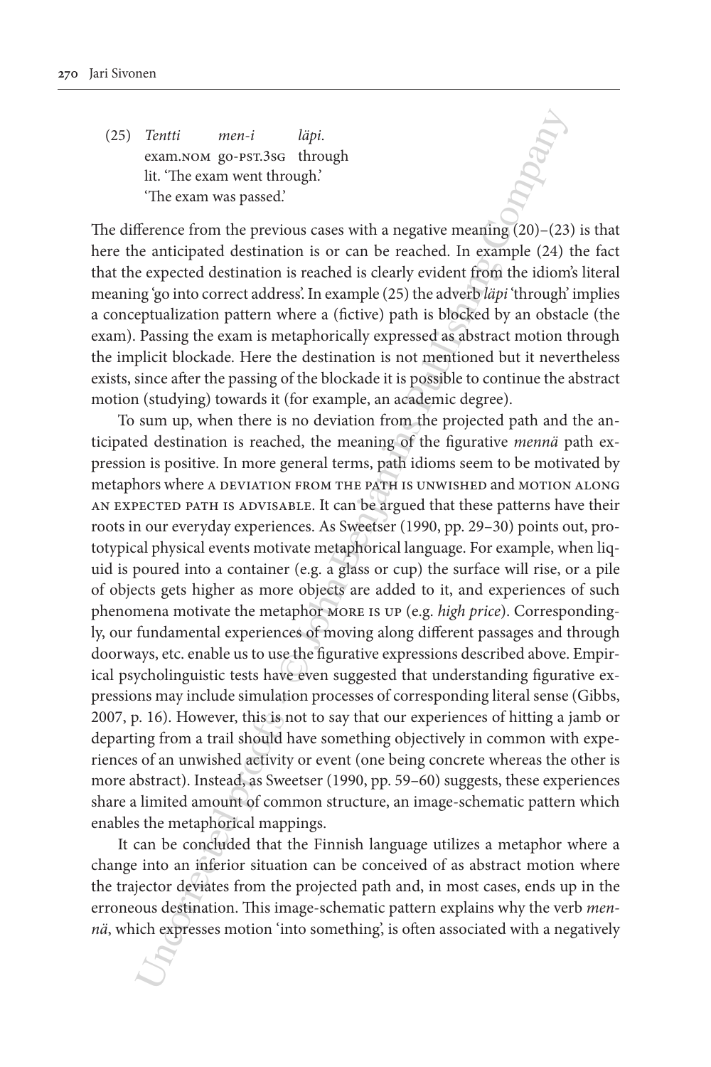(25) *Tentti* *men-i* *läpi.*
exam.NOM go-PST.3SG through
lit. 'The exam went through.'
'The exam was passed.'

The difference from the previous cases with a negative meaning (20)–(23) is that here the anticipated destination is or can be reached. In example (24) the fact that the expected destination is reached is clearly evident from the idiom's literal meaning 'go into correct address'. In example (25) the adverb *läpi* 'through' implies a conceptualization pattern where a (fictive) path is blocked by an obstacle (the exam). Passing the exam is metaphorically expressed as abstract motion through the implicit blockade. Here the destination is not mentioned but it nevertheless exists, since after the passing of the blockade it is possible to continue the abstract motion (studying) towards it (for example, an academic degree).

To sum up, when there is no deviation from the projected path and the anticipated destination is reached, the meaning of the figurative *mennä* path expression is positive. In more general terms, path idioms seem to be motivated by metaphors where A DEVIATION FROM THE PATH IS UNWISHED and MOTION ALONG AN EXPECTED PATH IS ADVISABLE. It can be argued that these patterns have their roots in our everyday experiences. As Sweetser (1990, pp. 29–30) points out, prototypical physical events motivate metaphorical language. For example, when liquid is poured into a container (e.g. a glass or cup) the surface will rise, or a pile of objects gets higher as more objects are added to it, and experiences of such phenomena motivate the metaphor MORE IS UP (e.g. *high price*). Correspondingly, our fundamental experiences of moving along different passages and through doorways, etc. enable us to use the figurative expressions described above. Empirical psycholinguistic tests have even suggested that understanding figurative expressions may include simulation processes of corresponding literal sense (Gibbs, 2007, p. 16). However, this is not to say that our experiences of hitting a jamb or departing from a trail should have something objectively in common with experiences of an unwished activity or event (one being concrete whereas the other is more abstract). Instead, as Sweetser (1990, pp. 59–60) suggests, these experiences share a limited amount of common structure, an image-schematic pattern which enables the metaphorical mappings.

It can be concluded that the Finnish language utilizes a metaphor where a change into an inferior situation can be conceived of as abstract motion where the trajector deviates from the projected path and, in most cases, ends up in the erroneous destination. This image-schematic pattern explains why the verb *mennä*, which expresses motion 'into something', is often associated with a negatively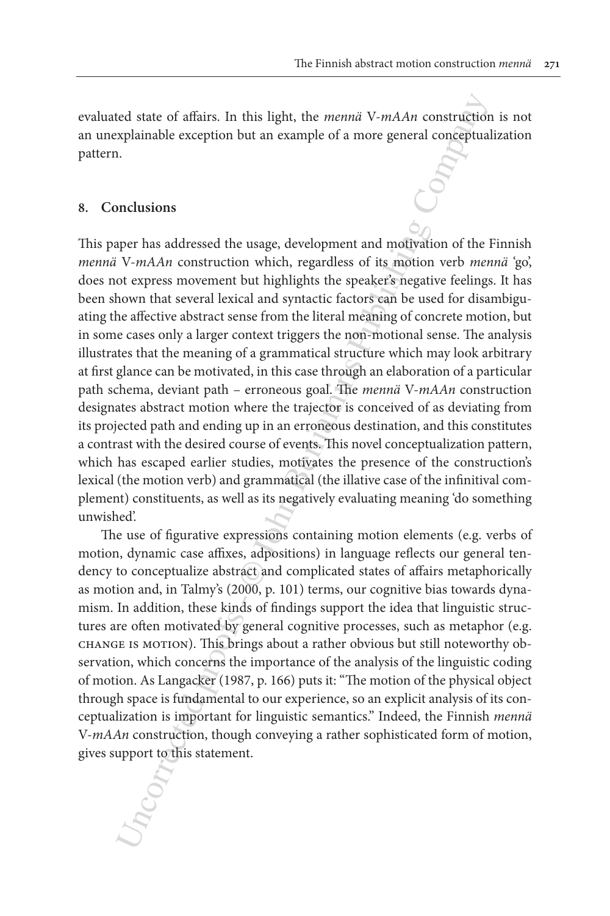evaluated state of affairs. In this light, the *mennä* V-*mAAn* construction is not an unexplainable exception but an example of a more general conceptualization pattern.

## 8. Conclusions

This paper has addressed the usage, development and motivation of the Finnish *mennä* V-*mAAn* construction which, regardless of its motion verb *mennä* 'go', does not express movement but highlights the speaker's negative feelings. It has been shown that several lexical and syntactic factors can be used for disambiguating the affective abstract sense from the literal meaning of concrete motion, but in some cases only a larger context triggers the non-motional sense. The analysis illustrates that the meaning of a grammatical structure which may look arbitrary at first glance can be motivated, in this case through an elaboration of a particular path schema, deviant path – erroneous goal. The *mennä* V-*mAAn* construction designates abstract motion where the trajector is conceived of as deviating from its projected path and ending up in an erroneous destination, and this constitutes a contrast with the desired course of events. This novel conceptualization pattern, which has escaped earlier studies, motivates the presence of the construction's lexical (the motion verb) and grammatical (the illative case of the infinitival complement) constituents, as well as its negatively evaluating meaning 'do something unwished'.

The use of figurative expressions containing motion elements (e.g. verbs of motion, dynamic case affixes, adpositions) in language reflects our general tendency to conceptualize abstract and complicated states of affairs metaphorically as motion and, in Talmy's (2000, p. 101) terms, our cognitive bias towards dynamism. In addition, these kinds of findings support the idea that linguistic structures are often motivated by general cognitive processes, such as metaphor (e.g. CHANGE IS MOTION). This brings about a rather obvious but still noteworthy observation, which concerns the importance of the analysis of the linguistic coding of motion. As Langacker (1987, p. 166) puts it: "The motion of the physical object through space is fundamental to our experience, so an explicit analysis of its conceptualization is important for linguistic semantics." Indeed, the Finnish *mennä* V-*mAAn* construction, though conveying a rather sophisticated form of motion, gives support to this statement.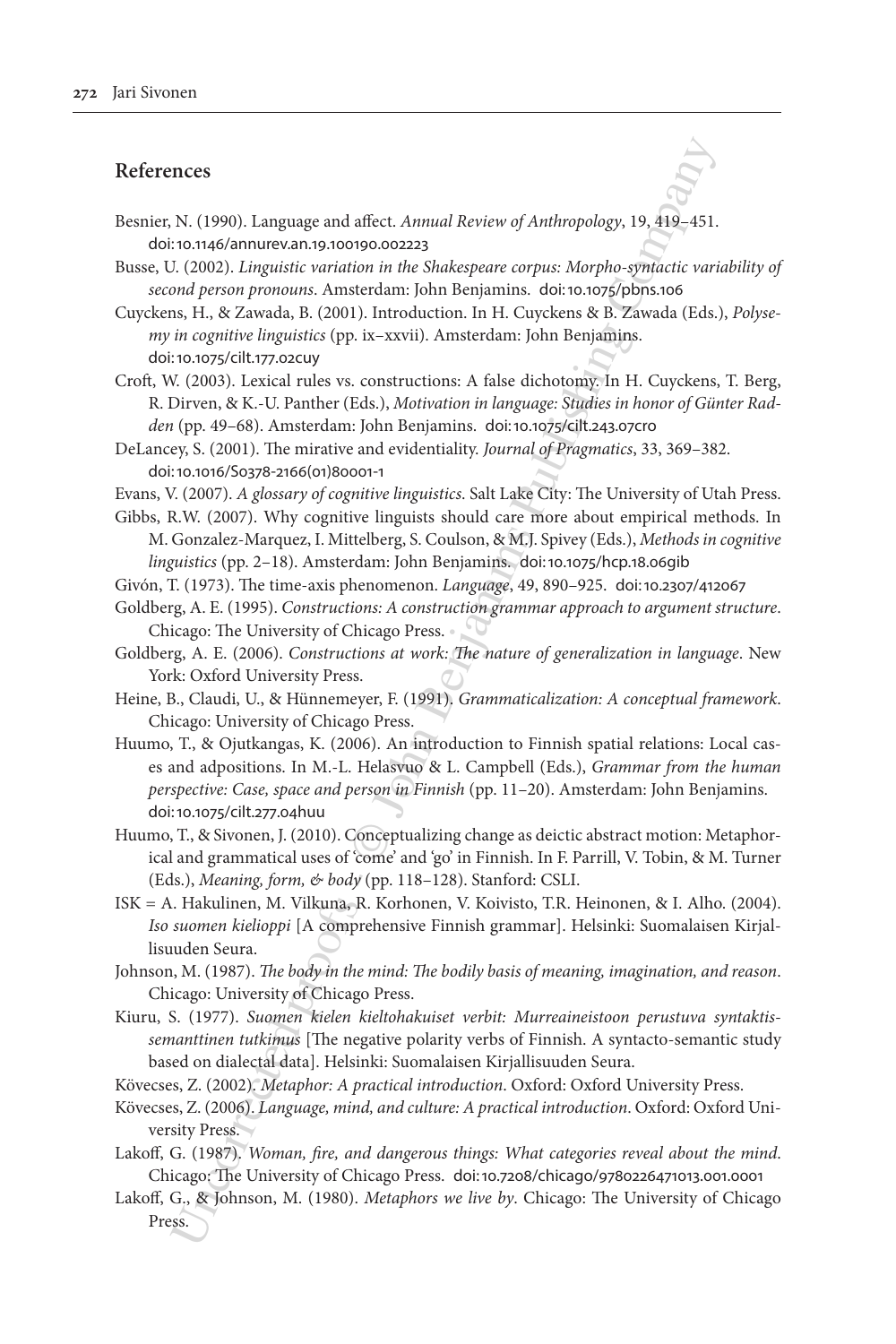## References

Besnier, N. (1990). Language and affect. *Annual Review of Anthropology*, 19, 419–451. doi:10.1146/annurev.an.19.100190.002223

Busse, U. (2002). *Linguistic variation in the Shakespeare corpus: Morpho-syntactic variability of second person pronouns*. Amsterdam: John Benjamins. doi:10.1075/pbns.106

Cuyckens, H., & Zawada, B. (2001). Introduction. In H. Cuyckens & B. Zawada (Eds.), *Polysemy in cognitive linguistics* (pp. ix–xxvii). Amsterdam: John Benjamins. doi:10.1075/cilt.177.02cuy

Croft, W. (2003). Lexical rules vs. constructions: A false dichotomy. In H. Cuyckens, T. Berg, R. Dirven, & K.-U. Panther (Eds.), *Motivation in language: Studies in honor of Günter Radden* (pp. 49–68). Amsterdam: John Benjamins. doi:10.1075/cilt.243.07cro

DeLancey, S. (2001). The mirative and evidentiality. *Journal of Pragmatics*, 33, 369–382. doi:10.1016/S0378-2166(01)80001-1

Evans, V. (2007). *A glossary of cognitive linguistics*. Salt Lake City: The University of Utah Press.

Gibbs, R.W. (2007). Why cognitive linguists should care more about empirical methods. In M. Gonzalez-Marquez, I. Mittelberg, S. Coulson, & M.J. Spivey (Eds.), *Methods in cognitive linguistics* (pp. 2–18). Amsterdam: John Benjamins. doi:10.1075/hcp.18.06gib

Givón, T. (1973). The time-axis phenomenon. *Language*, 49, 890–925. doi:10.2307/412067

Goldberg, A. E. (1995). *Constructions: A construction grammar approach to argument structure*. Chicago: The University of Chicago Press.

Goldberg, A. E. (2006). *Constructions at work: The nature of generalization in language*. New York: Oxford University Press.

Heine, B., Claudi, U., & Hünnemeyer, F. (1991). *Grammaticalization: A conceptual framework*. Chicago: University of Chicago Press.

Huumo, T., & Ojutkangas, K. (2006). An introduction to Finnish spatial relations: Local cases and adpositions. In M.-L. Helasvuo & L. Campbell (Eds.), *Grammar from the human perspective: Case, space and person in Finnish* (pp. 11–20). Amsterdam: John Benjamins. doi:10.1075/cilt.277.04huu

Huumo, T., & Sivonen, J. (2010). Conceptualizing change as deictic abstract motion: Metaphorical and grammatical uses of 'come' and 'go' in Finnish. In F. Parrill, V. Tobin, & M. Turner (Eds.), *Meaning, form, & body* (pp. 118–128). Stanford: CSLI.

ISK = A. Hakulinen, M. Vilkuna, R. Korhonen, V. Koivisto, T.R. Heinonen, & I. Alho. (2004). *Iso suomen kielioppi* [A comprehensive Finnish grammar]. Helsinki: Suomalaisen Kirjallisuuden Seura.

Johnson, M. (1987). *The body in the mind: The bodily basis of meaning, imagination, and reason*. Chicago: University of Chicago Press.

Kiuru, S. (1977). *Suomen kielen kieltohakuiset verbit: Murreaineistoon perustuva syntaktis-semanttinen tutkimus* [The negative polarity verbs of Finnish. A syntacto-semantic study based on dialectal data]. Helsinki: Suomalaisen Kirjallisuuden Seura.

Kövecses, Z. (2002). *Metaphor: A practical introduction*. Oxford: Oxford University Press.

Kövecses, Z. (2006). *Language, mind, and culture: A practical introduction*. Oxford: Oxford University Press.

Lakoff, G. (1987). *Woman, fire, and dangerous things: What categories reveal about the mind*. Chicago: The University of Chicago Press. doi:10.7208/chicago/9780226471013.001.0001

Lakoff, G., & Johnson, M. (1980). *Metaphors we live by*. Chicago: The University of Chicago Press.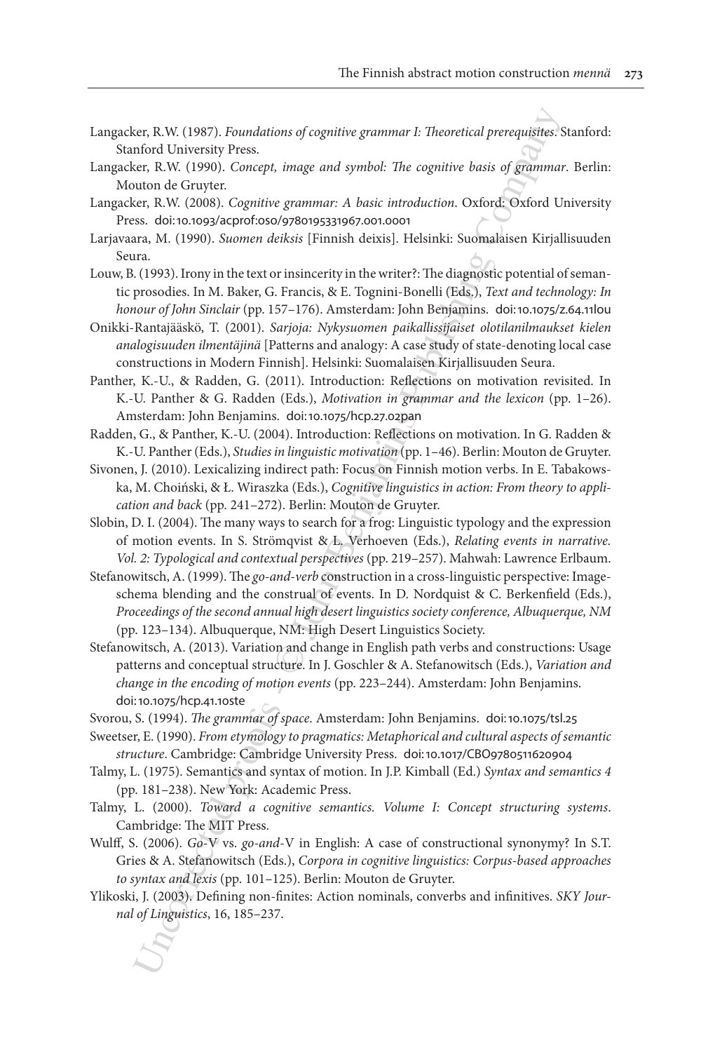Langacker, R.W. (1987). *Foundations of cognitive grammar I: Theoretical prerequisites*. Stanford: Stanford University Press.

Langacker, R.W. (1990). *Concept, image and symbol: The cognitive basis of grammar*. Berlin: Mouton de Gruyter.

Langacker, R.W. (2008). *Cognitive grammar: A basic introduction*. Oxford: Oxford University Press. doi:10.1093/acprof:oso/9780195331967.001.0001

Larjavaara, M. (1990). *Suomen deiksis* [Finnish deixis]. Helsinki: Suomalaisen Kirjallisuuden Seura.

Louw, B. (1993). Irony in the text or insincerity in the writer?: The diagnostic potential of semantic prosodies. In M. Baker, G. Francis, & E. Tognini-Bonelli (Eds.), *Text and technology: In honour of John Sinclair* (pp. 157–176). Amsterdam: John Benjamins. doi:10.1075/z.64.11lou

Onikki-Rantajääskö, T. (2001). *Sarjoja: Nykysuomen paikallissijaiset olotilanilmaukset kielen analogisuuden ilmentäjinä* [Patterns and analogy: A case study of state-denoting local case constructions in Modern Finnish]. Helsinki: Suomalaisen Kirjallisuuden Seura.

Panther, K.-U., & Radden, G. (2011). Introduction: Reflections on motivation revisited. In K.-U. Panther & G. Radden (Eds.), *Motivation in grammar and the lexicon* (pp. 1–26). Amsterdam: John Benjamins. doi:10.1075/hcp.27.02pan

Radden, G., & Panther, K.-U. (2004). Introduction: Reflections on motivation. In G. Radden & K.-U. Panther (Eds.), *Studies in linguistic motivation* (pp. 1–46). Berlin: Mouton de Gruyter.

Sivonen, J. (2010). Lexicalizing indirect path: Focus on Finnish motion verbs. In E. Tabakowska, M. Choiński, & Ł. Wiraszka (Eds.), *Cognitive linguistics in action: From theory to application and back* (pp. 241–272). Berlin: Mouton de Gruyter.

Slobin, D. I. (2004). The many ways to search for a frog: Linguistic typology and the expression of motion events. In S. Strömqvist & L. Verhoeven (Eds.), *Relating events in narrative. Vol. 2: Typological and contextual perspectives* (pp. 219–257). Mahwah: Lawrence Erlbaum.

Stefanowitsch, A. (1999). The *go-and-verb* construction in a cross-linguistic perspective: Image-schema blending and the construal of events. In D. Nordquist & C. Berkenfield (Eds.), *Proceedings of the second annual high desert linguistics society conference, Albuquerque, NM* (pp. 123–134). Albuquerque, NM: High Desert Linguistics Society.

Stefanowitsch, A. (2013). Variation and change in English path verbs and constructions: Usage patterns and conceptual structure. In J. Goschler & A. Stefanowitsch (Eds.), *Variation and change in the encoding of motion events* (pp. 223–244). Amsterdam: John Benjamins. doi:10.1075/hcp.41.10ste

Svorou, S. (1994). *The grammar of space*. Amsterdam: John Benjamins. doi:10.1075/tsl.25

Sweetser, E. (1990). *From etymology to pragmatics: Metaphorical and cultural aspects of semantic structure*. Cambridge: Cambridge University Press. doi:10.1017/CBO9780511620904

Talmy, L. (1975). Semantics and syntax of motion. In J.P. Kimball (Ed.) *Syntax and semantics 4* (pp. 181–238). New York: Academic Press.

Talmy, L. (2000). *Toward a cognitive semantics. Volume I: Concept structuring systems*. Cambridge: The MIT Press.

Wulff, S. (2006). *Go*-V vs. *go-and*-V in English: A case of constructional synonymy? In S.T. Gries & A. Stefanowitsch (Eds.), *Corpora in cognitive linguistics: Corpus-based approaches to syntax and lexis* (pp. 101–125). Berlin: Mouton de Gruyter.

Ylikoski, J. (2003). Defining non-finites: Action nominals, converbs and infinitives. *SKY Journal of Linguistics*, 16, 185–237.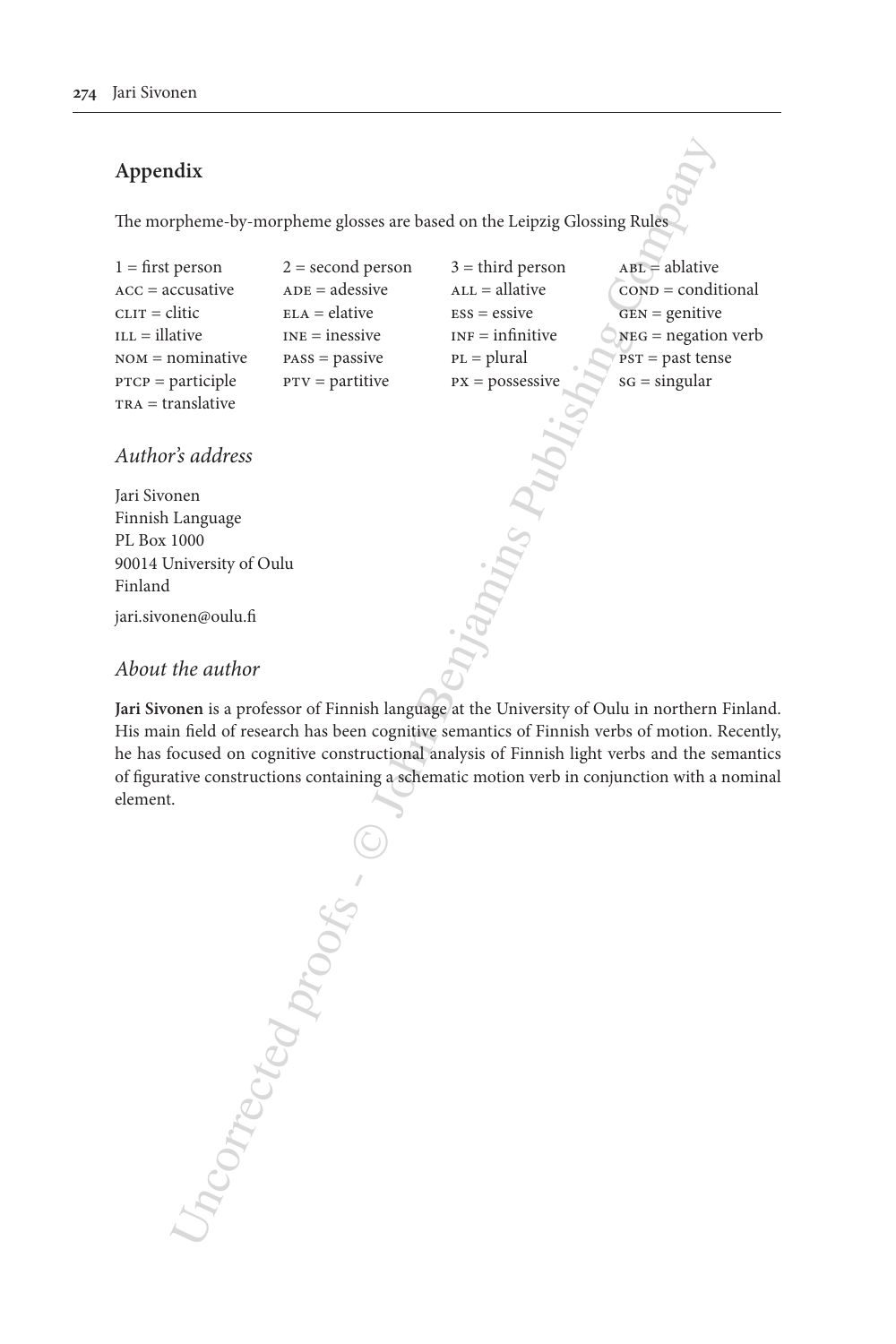## Appendix

The morpheme-by-morpheme glosses are based on the Leipzig Glossing Rules

| | | | |
|---|---|---|---|
| 1 = first person | 2 = second person | 3 = third person | ABL = ablative |
| ACC = accusative | ADE = adessive | ALL = allative | COND = conditional |
| CLIT = clitic | ELA = elative | ESS = essive | GEN = genitive |
| ILL = illative | INE = inessive | INF = infinitive | NEG = negation verb |
| NOM = nominative | PASS = passive | PL = plural | PST = past tense |
| PTCP = participle | PTV = partitive | PX = possessive | SG = singular |
| TRA = translative | | | |

### *Author's address*

Jari Sivonen
Finnish Language
PL Box 1000
90014 University of Oulu
Finland

jari.sivonen@oulu.fi

### *About the author*

**Jari Sivonen** is a professor of Finnish language at the University of Oulu in northern Finland. His main field of research has been cognitive semantics of Finnish verbs of motion. Recently, he has focused on cognitive constructional analysis of Finnish light verbs and the semantics of figurative constructions containing a schematic motion verb in conjunction with a nominal element.